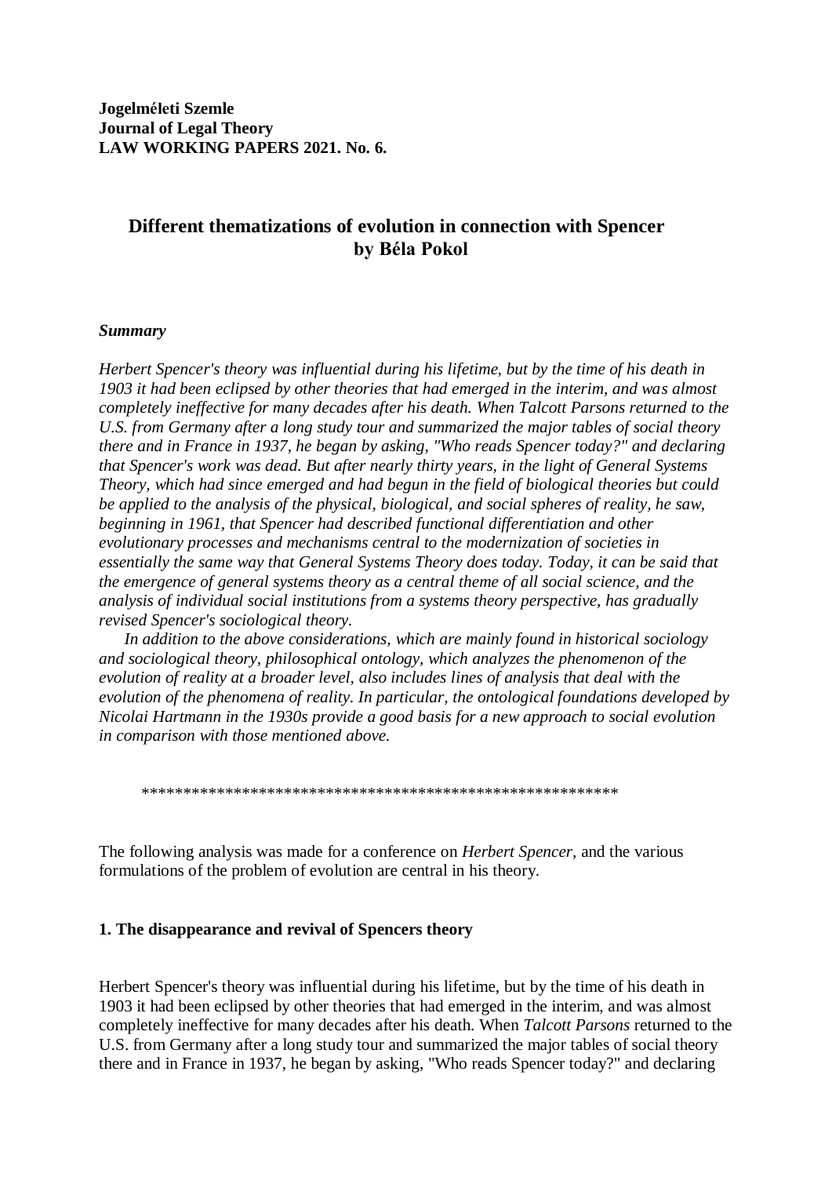**Jogelméleti Szemle**
**Journal of Legal Theory**
**LAW WORKING PAPERS 2021. No. 6.**

# Different thematizations of evolution in connection with Spencer
## by Béla Pokol

***Summary***

*Herbert Spencer's theory was influential during his lifetime, but by the time of his death in 1903 it had been eclipsed by other theories that had emerged in the interim, and was almost completely ineffective for many decades after his death. When Talcott Parsons returned to the U.S. from Germany after a long study tour and summarized the major tables of social theory there and in France in 1937, he began by asking, "Who reads Spencer today?" and declaring that Spencer's work was dead. But after nearly thirty years, in the light of General Systems Theory, which had since emerged and had begun in the field of biological theories but could be applied to the analysis of the physical, biological, and social spheres of reality, he saw, beginning in 1961, that Spencer had described functional differentiation and other evolutionary processes and mechanisms central to the modernization of societies in essentially the same way that General Systems Theory does today. Today, it can be said that the emergence of general systems theory as a central theme of all social science, and the analysis of individual social institutions from a systems theory perspective, has gradually revised Spencer's sociological theory.*

*In addition to the above considerations, which are mainly found in historical sociology and sociological theory, philosophical ontology, which analyzes the phenomenon of the evolution of reality at a broader level, also includes lines of analysis that deal with the evolution of the phenomena of reality. In particular, the ontological foundations developed by Nicolai Hartmann in the 1930s provide a good basis for a new approach to social evolution in comparison with those mentioned above.*

*********************************************************

The following analysis was made for a conference on *Herbert Spencer*, and the various formulations of the problem of evolution are central in his theory.

### 1. The disappearance and revival of Spencers theory

Herbert Spencer's theory was influential during his lifetime, but by the time of his death in 1903 it had been eclipsed by other theories that had emerged in the interim, and was almost completely ineffective for many decades after his death. When *Talcott Parsons* returned to the U.S. from Germany after a long study tour and summarized the major tables of social theory there and in France in 1937, he began by asking, "Who reads Spencer today?" and declaring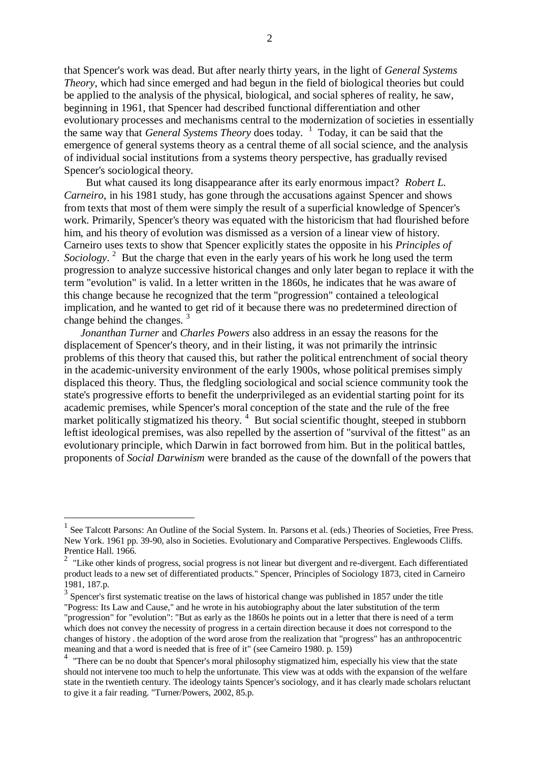that Spencer's work was dead. But after nearly thirty years, in the light of *General Systems Theory*, which had since emerged and had begun in the field of biological theories but could be applied to the analysis of the physical, biological, and social spheres of reality, he saw, beginning in 1961, that Spencer had described functional differentiation and other evolutionary processes and mechanisms central to the modernization of societies in essentially the same way that *General Systems Theory* does today. [1] Today, it can be said that the emergence of general systems theory as a central theme of all social science, and the analysis of individual social institutions from a systems theory perspective, has gradually revised Spencer's sociological theory.

But what caused its long disappearance after its early enormous impact? *Robert L. Carneiro*, in his 1981 study, has gone through the accusations against Spencer and shows from texts that most of them were simply the result of a superficial knowledge of Spencer's work. Primarily, Spencer's theory was equated with the historicism that had flourished before him, and his theory of evolution was dismissed as a version of a linear view of history. Carneiro uses texts to show that Spencer explicitly states the opposite in his *Principles of Sociology*. [2] But the charge that even in the early years of his work he long used the term progression to analyze successive historical changes and only later began to replace it with the term "evolution" is valid. In a letter written in the 1860s, he indicates that he was aware of this change because he recognized that the term "progression" contained a teleological implication, and he wanted to get rid of it because there was no predetermined direction of change behind the changes. [3]

*Jonathan Turner* and *Charles Powers* also address in an essay the reasons for the displacement of Spencer's theory, and in their listing, it was not primarily the intrinsic problems of this theory that caused this, but rather the political entrenchment of social theory in the academic-university environment of the early 1900s, whose political premises simply displaced this theory. Thus, the fledgling sociological and social science community took the state's progressive efforts to benefit the underprivileged as an evidential starting point for its academic premises, while Spencer's moral conception of the state and the rule of the free market politically stigmatized his theory. [4] But social scientific thought, steeped in stubborn leftist ideological premises, was also repelled by the assertion of "survival of the fittest" as an evolutionary principle, which Darwin in fact borrowed from him. But in the political battles, proponents of *Social Darwinism* were branded as the cause of the downfall of the powers that

---

[1] See Talcott Parsons: An Outline of the Social System. In. Parsons et al. (eds.) Theories of Societies, Free Press. New York. 1961 pp. 39-90, also in Societies. Evolutionary and Comparative Perspectives. Englewoods Cliffs. Prentice Hall. 1966.

[2] "Like other kinds of progress, social progress is not linear but divergent and re-divergent. Each differentiated product leads to a new set of differentiated products." Spencer, Principles of Sociology 1873, cited in Carneiro 1981, 187.p.

[3] Spencer's first systematic treatise on the laws of historical change was published in 1857 under the title "Pogress: Its Law and Cause," and he wrote in his autobiography about the later substitution of the term "progression" for "evolution": "But as early as the 1860s he points out in a letter that there is need of a term which does not convey the necessity of progress in a certain direction because it does not correspond to the changes of history . the adoption of the word arose from the realization that "progress" has an anthropocentric meaning and that a word is needed that is free of it" (see Carneiro 1980. p. 159)

[4] "There can be no doubt that Spencer's moral philosophy stigmatized him, especially his view that the state should not intervene too much to help the unfortunate. This view was at odds with the expansion of the welfare state in the twentieth century. The ideology taints Spencer's sociology, and it has clearly made scholars reluctant to give it a fair reading. "Turner/Powers, 2002, 85.p.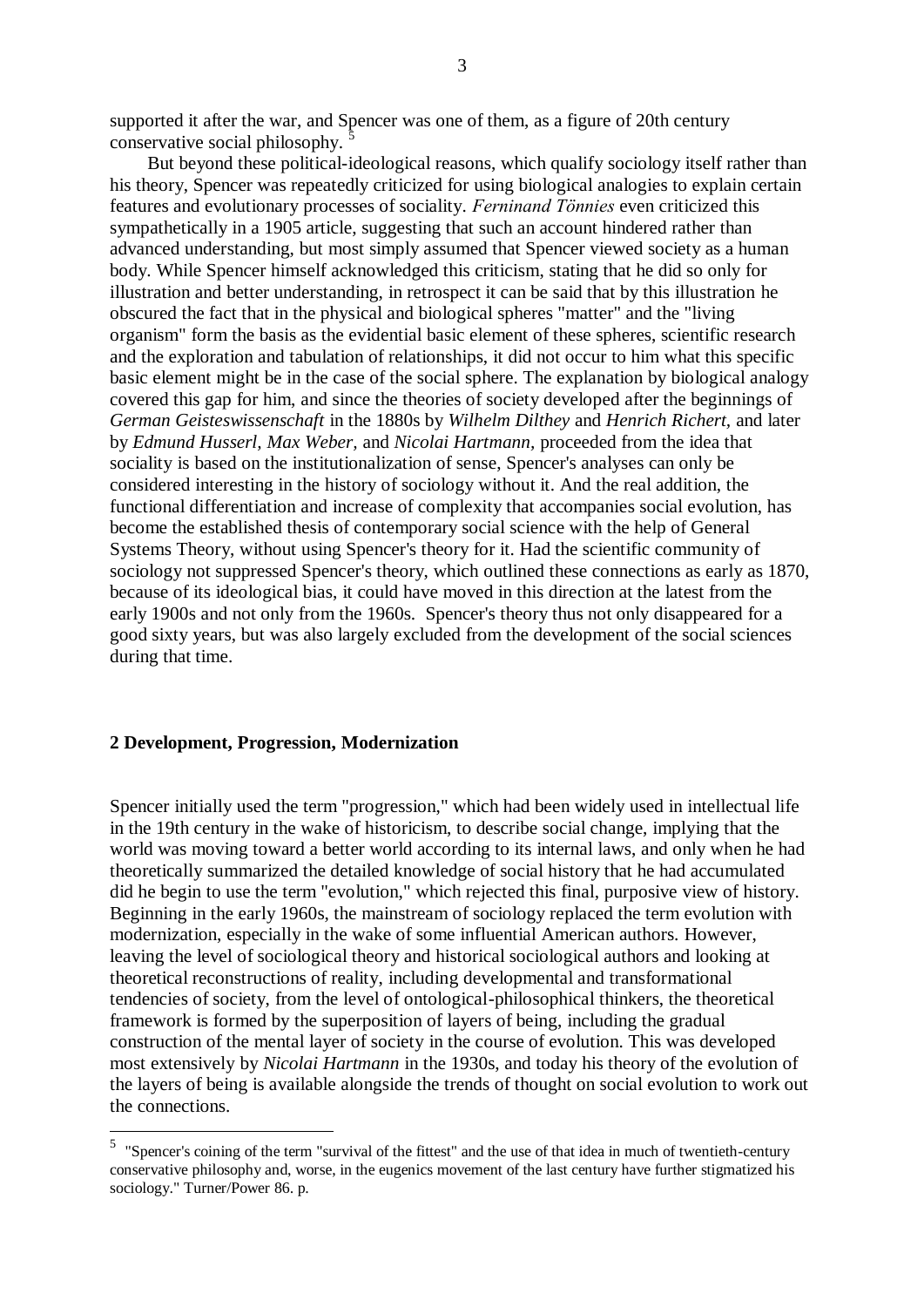supported it after the war, and Spencer was one of them, as a figure of 20th century conservative social philosophy. [5]

But beyond these political-ideological reasons, which qualify sociology itself rather than his theory, Spencer was repeatedly criticized for using biological analogies to explain certain features and evolutionary processes of sociality. *Ferninand Tönnies* even criticized this sympathetically in a 1905 article, suggesting that such an account hindered rather than advanced understanding, but most simply assumed that Spencer viewed society as a human body. While Spencer himself acknowledged this criticism, stating that he did so only for illustration and better understanding, in retrospect it can be said that by this illustration he obscured the fact that in the physical and biological spheres "matter" and the "living organism" form the basis as the evidential basic element of these spheres, scientific research and the exploration and tabulation of relationships, it did not occur to him what this specific basic element might be in the case of the social sphere. The explanation by biological analogy covered this gap for him, and since the theories of society developed after the beginnings of *German Geisteswissenschaft* in the 1880s by *Wilhelm Dilthey* and *Henrich Richert,* and later by *Edmund Husserl, Max Weber,* and *Nicolai Hartmann,* proceeded from the idea that sociality is based on the institutionalization of sense, Spencer's analyses can only be considered interesting in the history of sociology without it. And the real addition, the functional differentiation and increase of complexity that accompanies social evolution, has become the established thesis of contemporary social science with the help of General Systems Theory, without using Spencer's theory for it. Had the scientific community of sociology not suppressed Spencer's theory, which outlined these connections as early as 1870, because of its ideological bias, it could have moved in this direction at the latest from the early 1900s and not only from the 1960s. Spencer's theory thus not only disappeared for a good sixty years, but was also largely excluded from the development of the social sciences during that time.

## 2 Development, Progression, Modernization

Spencer initially used the term "progression," which had been widely used in intellectual life in the 19th century in the wake of historicism, to describe social change, implying that the world was moving toward a better world according to its internal laws, and only when he had theoretically summarized the detailed knowledge of social history that he had accumulated did he begin to use the term "evolution," which rejected this final, purposive view of history. Beginning in the early 1960s, the mainstream of sociology replaced the term evolution with modernization, especially in the wake of some influential American authors. However, leaving the level of sociological theory and historical sociological authors and looking at theoretical reconstructions of reality, including developmental and transformational tendencies of society, from the level of ontological-philosophical thinkers, the theoretical framework is formed by the superposition of layers of being, including the gradual construction of the mental layer of society in the course of evolution. This was developed most extensively by *Nicolai Hartmann* in the 1930s, and today his theory of the evolution of the layers of being is available alongside the trends of thought on social evolution to work out the connections.

[5] "Spencer's coining of the term "survival of the fittest" and the use of that idea in much of twentieth-century conservative philosophy and, worse, in the eugenics movement of the last century have further stigmatized his sociology." Turner/Power 86. p.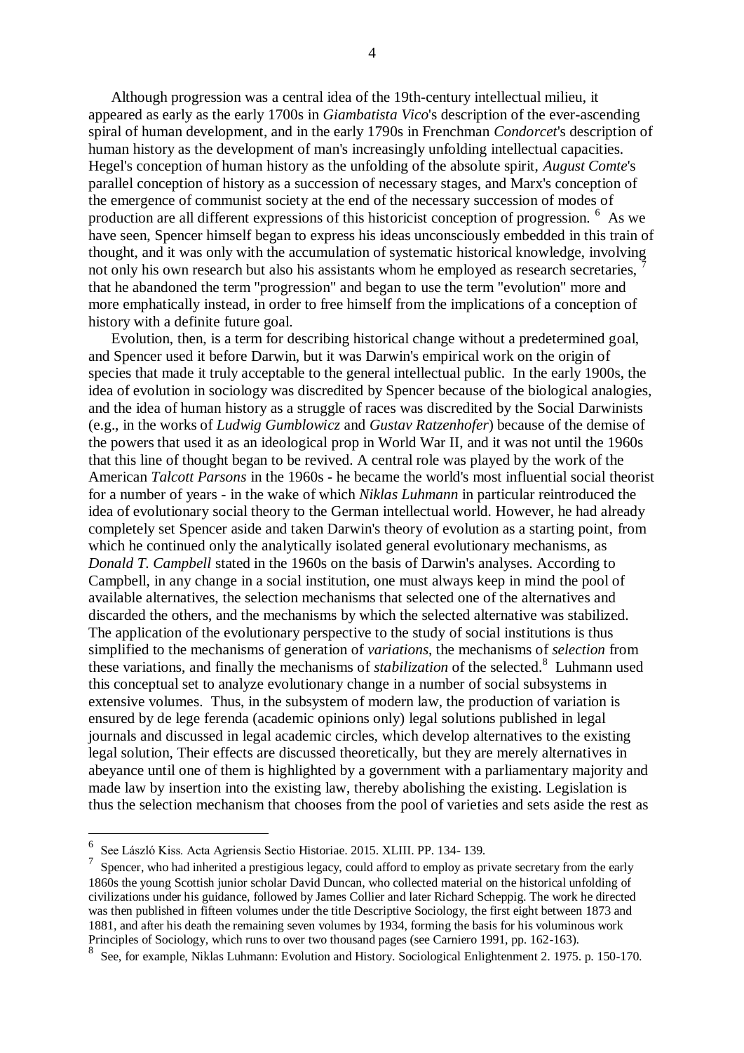Although progression was a central idea of the 19th-century intellectual milieu, it appeared as early as the early 1700s in *Giambatista Vico*'s description of the ever-ascending spiral of human development, and in the early 1790s in Frenchman *Condorcet*'s description of human history as the development of man's increasingly unfolding intellectual capacities. Hegel's conception of human history as the unfolding of the absolute spirit, *August Comte*'s parallel conception of history as a succession of necessary stages, and Marx's conception of the emergence of communist society at the end of the necessary succession of modes of production are all different expressions of this historicist conception of progression. [6] As we have seen, Spencer himself began to express his ideas unconsciously embedded in this train of thought, and it was only with the accumulation of systematic historical knowledge, involving not only his own research but also his assistants whom he employed as research secretaries, [7] that he abandoned the term "progression" and began to use the term "evolution" more and more emphatically instead, in order to free himself from the implications of a conception of history with a definite future goal.

Evolution, then, is a term for describing historical change without a predetermined goal, and Spencer used it before Darwin, but it was Darwin's empirical work on the origin of species that made it truly acceptable to the general intellectual public. In the early 1900s, the idea of evolution in sociology was discredited by Spencer because of the biological analogies, and the idea of human history as a struggle of races was discredited by the Social Darwinists (e.g., in the works of *Ludwig Gumblowicz* and *Gustav Ratzenhofer*) because of the demise of the powers that used it as an ideological prop in World War II, and it was not until the 1960s that this line of thought began to be revived. A central role was played by the work of the American *Talcott Parsons* in the 1960s - he became the world's most influential social theorist for a number of years - in the wake of which *Niklas Luhmann* in particular reintroduced the idea of evolutionary social theory to the German intellectual world. However, he had already completely set Spencer aside and taken Darwin's theory of evolution as a starting point, from which he continued only the analytically isolated general evolutionary mechanisms, as *Donald T. Campbell* stated in the 1960s on the basis of Darwin's analyses. According to Campbell, in any change in a social institution, one must always keep in mind the pool of available alternatives, the selection mechanisms that selected one of the alternatives and discarded the others, and the mechanisms by which the selected alternative was stabilized. The application of the evolutionary perspective to the study of social institutions is thus simplified to the mechanisms of generation of *variations*, the mechanisms of *selection* from these variations, and finally the mechanisms of *stabilization* of the selected.[8] Luhmann used this conceptual set to analyze evolutionary change in a number of social subsystems in extensive volumes. Thus, in the subsystem of modern law, the production of variation is ensured by de lege ferenda (academic opinions only) legal solutions published in legal journals and discussed in legal academic circles, which develop alternatives to the existing legal solution, Their effects are discussed theoretically, but they are merely alternatives in abeyance until one of them is highlighted by a government with a parliamentary majority and made law by insertion into the existing law, thereby abolishing the existing. Legislation is thus the selection mechanism that chooses from the pool of varieties and sets aside the rest as

---

[6] See László Kiss. Acta Agriensis Sectio Historiae. 2015. XLIII. PP. 134- 139.

[7] Spencer, who had inherited a prestigious legacy, could afford to employ as private secretary from the early 1860s the young Scottish junior scholar David Duncan, who collected material on the historical unfolding of civilizations under his guidance, followed by James Collier and later Richard Scheppig. The work he directed was then published in fifteen volumes under the title Descriptive Sociology, the first eight between 1873 and 1881, and after his death the remaining seven volumes by 1934, forming the basis for his voluminous work Principles of Sociology, which runs to over two thousand pages (see Carniero 1991, pp. 162-163).

[8] See, for example, Niklas Luhmann: Evolution and History. Sociological Enlightenment 2. 1975. p. 150-170.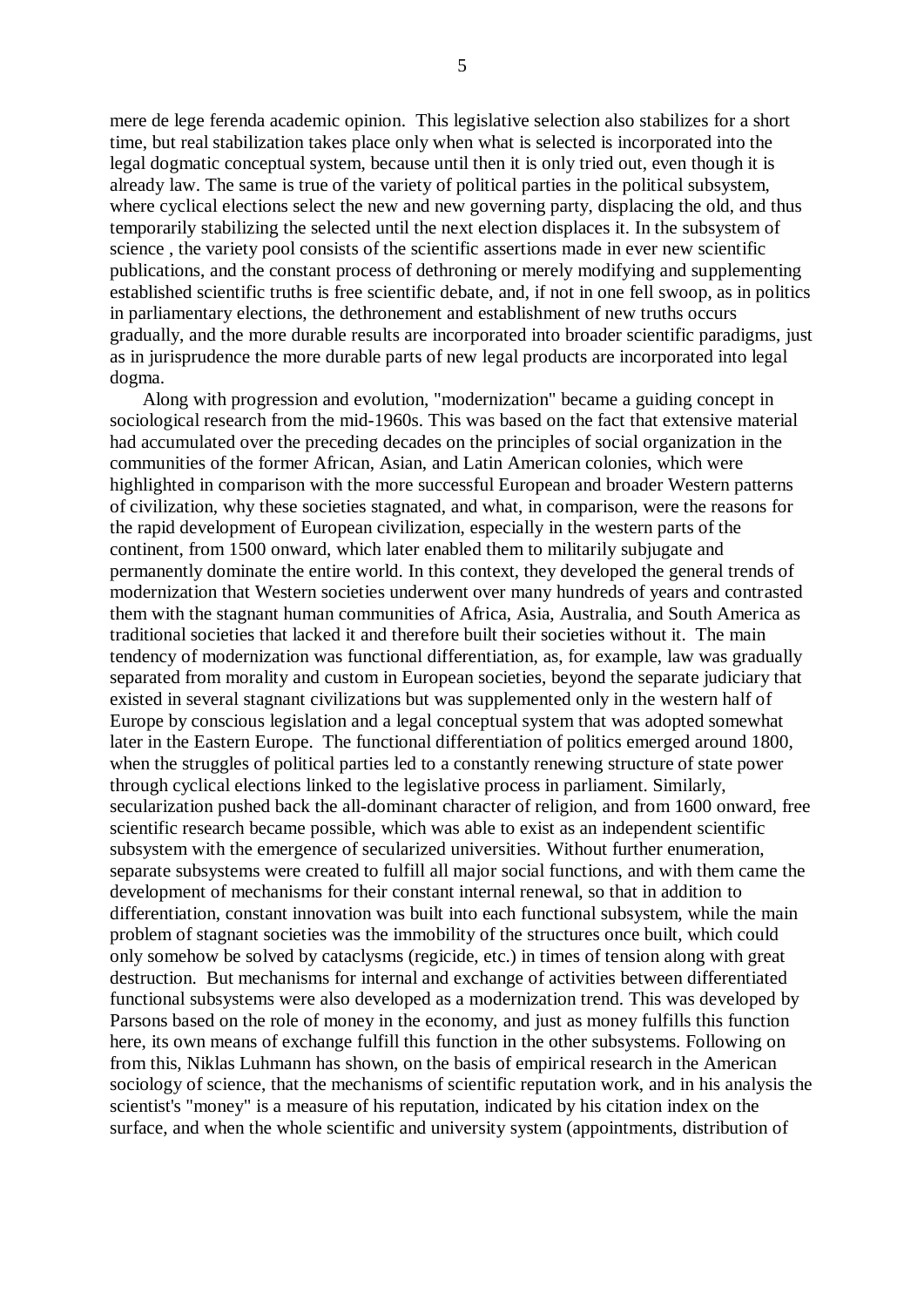mere de lege ferenda academic opinion.  This legislative selection also stabilizes for a short time, but real stabilization takes place only when what is selected is incorporated into the legal dogmatic conceptual system, because until then it is only tried out, even though it is already law. The same is true of the variety of political parties in the political subsystem, where cyclical elections select the new and new governing party, displacing the old, and thus temporarily stabilizing the selected until the next election displaces it. In the subsystem of science , the variety pool consists of the scientific assertions made in ever new scientific publications, and the constant process of dethroning or merely modifying and supplementing established scientific truths is free scientific debate, and, if not in one fell swoop, as in politics in parliamentary elections, the dethronement and establishment of new truths occurs gradually, and the more durable results are incorporated into broader scientific paradigms, just as in jurisprudence the more durable parts of new legal products are incorporated into legal dogma.

Along with progression and evolution, "modernization" became a guiding concept in sociological research from the mid-1960s. This was based on the fact that extensive material had accumulated over the preceding decades on the principles of social organization in the communities of the former African, Asian, and Latin American colonies, which were highlighted in comparison with the more successful European and broader Western patterns of civilization, why these societies stagnated, and what, in comparison, were the reasons for the rapid development of European civilization, especially in the western parts of the continent, from 1500 onward, which later enabled them to militarily subjugate and permanently dominate the entire world. In this context, they developed the general trends of modernization that Western societies underwent over many hundreds of years and contrasted them with the stagnant human communities of Africa, Asia, Australia, and South America as traditional societies that lacked it and therefore built their societies without it.  The main tendency of modernization was functional differentiation, as, for example, law was gradually separated from morality and custom in European societies, beyond the separate judiciary that existed in several stagnant civilizations but was supplemented only in the western half of Europe by conscious legislation and a legal conceptual system that was adopted somewhat later in the Eastern Europe.  The functional differentiation of politics emerged around 1800, when the struggles of political parties led to a constantly renewing structure of state power through cyclical elections linked to the legislative process in parliament. Similarly, secularization pushed back the all-dominant character of religion, and from 1600 onward, free scientific research became possible, which was able to exist as an independent scientific subsystem with the emergence of secularized universities. Without further enumeration, separate subsystems were created to fulfill all major social functions, and with them came the development of mechanisms for their constant internal renewal, so that in addition to differentiation, constant innovation was built into each functional subsystem, while the main problem of stagnant societies was the immobility of the structures once built, which could only somehow be solved by cataclysms (regicide, etc.) in times of tension along with great destruction.  But mechanisms for internal and exchange of activities between differentiated functional subsystems were also developed as a modernization trend. This was developed by Parsons based on the role of money in the economy, and just as money fulfills this function here, its own means of exchange fulfill this function in the other subsystems. Following on from this, Niklas Luhmann has shown, on the basis of empirical research in the American sociology of science, that the mechanisms of scientific reputation work, and in his analysis the scientist's "money" is a measure of his reputation, indicated by his citation index on the surface, and when the whole scientific and university system (appointments, distribution of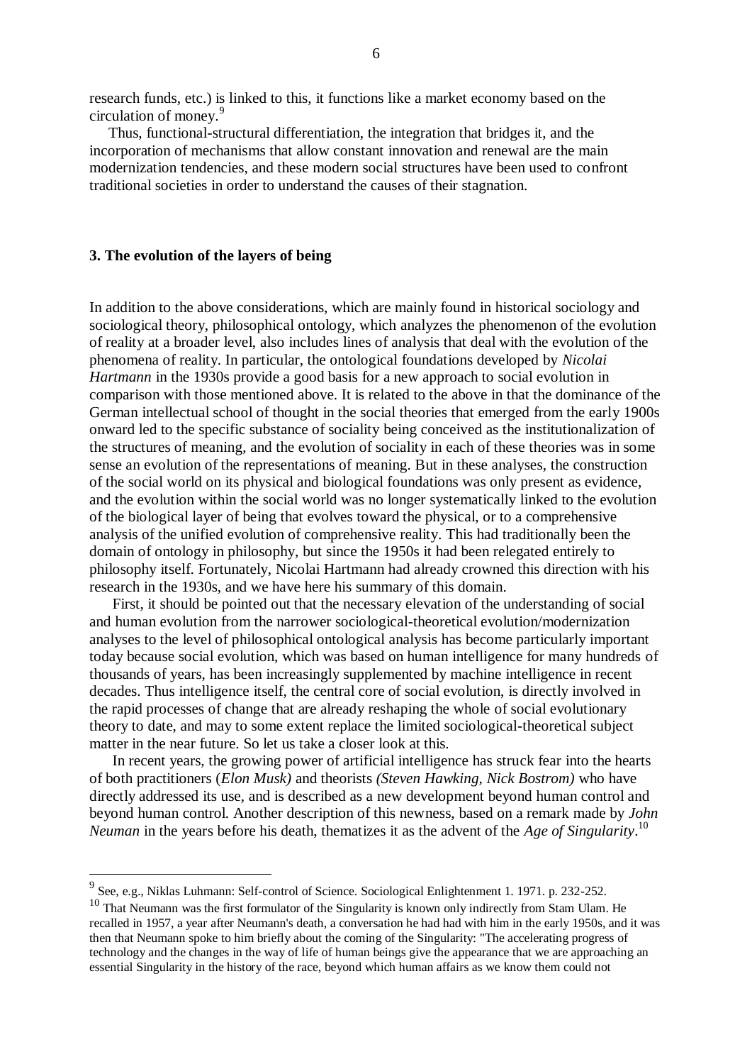research funds, etc.) is linked to this, it functions like a market economy based on the circulation of money.[9]

Thus, functional-structural differentiation, the integration that bridges it, and the incorporation of mechanisms that allow constant innovation and renewal are the main modernization tendencies, and these modern social structures have been used to confront traditional societies in order to understand the causes of their stagnation.

### 3. The evolution of the layers of being

In addition to the above considerations, which are mainly found in historical sociology and sociological theory, philosophical ontology, which analyzes the phenomenon of the evolution of reality at a broader level, also includes lines of analysis that deal with the evolution of the phenomena of reality. In particular, the ontological foundations developed by *Nicolai Hartmann* in the 1930s provide a good basis for a new approach to social evolution in comparison with those mentioned above. It is related to the above in that the dominance of the German intellectual school of thought in the social theories that emerged from the early 1900s onward led to the specific substance of sociality being conceived as the institutionalization of the structures of meaning, and the evolution of sociality in each of these theories was in some sense an evolution of the representations of meaning. But in these analyses, the construction of the social world on its physical and biological foundations was only present as evidence, and the evolution within the social world was no longer systematically linked to the evolution of the biological layer of being that evolves toward the physical, or to a comprehensive analysis of the unified evolution of comprehensive reality. This had traditionally been the domain of ontology in philosophy, but since the 1950s it had been relegated entirely to philosophy itself. Fortunately, Nicolai Hartmann had already crowned this direction with his research in the 1930s, and we have here his summary of this domain.

First, it should be pointed out that the necessary elevation of the understanding of social and human evolution from the narrower sociological-theoretical evolution/modernization analyses to the level of philosophical ontological analysis has become particularly important today because social evolution, which was based on human intelligence for many hundreds of thousands of years, has been increasingly supplemented by machine intelligence in recent decades. Thus intelligence itself, the central core of social evolution, is directly involved in the rapid processes of change that are already reshaping the whole of social evolutionary theory to date, and may to some extent replace the limited sociological-theoretical subject matter in the near future. So let us take a closer look at this.

In recent years, the growing power of artificial intelligence has struck fear into the hearts of both practitioners (*Elon Musk)* and theorists *(Steven Hawking, Nick Bostrom)* who have directly addressed its use, and is described as a new development beyond human control and beyond human control. Another description of this newness, based on a remark made by *John Neuman* in the years before his death, thematizes it as the advent of the *Age of Singularity*.[10]

---

[9] See, e.g., Niklas Luhmann: Self-control of Science. Sociological Enlightenment 1. 1971. p. 232-252.

[10] That Neumann was the first formulator of the Singularity is known only indirectly from Stam Ulam. He recalled in 1957, a year after Neumann's death, a conversation he had had with him in the early 1950s, and it was then that Neumann spoke to him briefly about the coming of the Singularity: "The accelerating progress of technology and the changes in the way of life of human beings give the appearance that we are approaching an essential Singularity in the history of the race, beyond which human affairs as we know them could not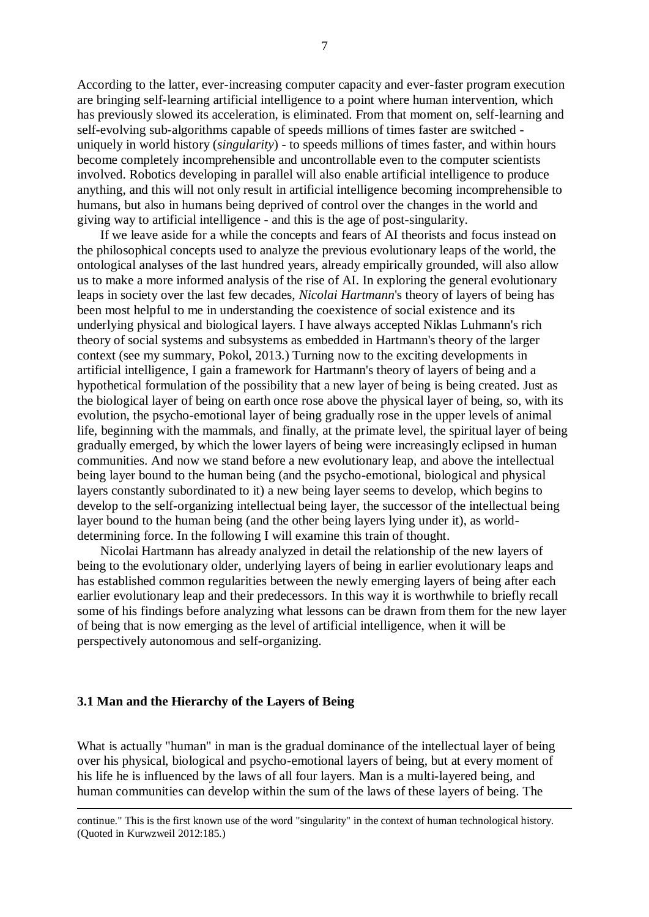According to the latter, ever-increasing computer capacity and ever-faster program execution are bringing self-learning artificial intelligence to a point where human intervention, which has previously slowed its acceleration, is eliminated. From that moment on, self-learning and self-evolving sub-algorithms capable of speeds millions of times faster are switched - uniquely in world history (*singularity*) - to speeds millions of times faster, and within hours become completely incomprehensible and uncontrollable even to the computer scientists involved. Robotics developing in parallel will also enable artificial intelligence to produce anything, and this will not only result in artificial intelligence becoming incomprehensible to humans, but also in humans being deprived of control over the changes in the world and giving way to artificial intelligence - and this is the age of post-singularity.

If we leave aside for a while the concepts and fears of AI theorists and focus instead on the philosophical concepts used to analyze the previous evolutionary leaps of the world, the ontological analyses of the last hundred years, already empirically grounded, will also allow us to make a more informed analysis of the rise of AI. In exploring the general evolutionary leaps in society over the last few decades, *Nicolai Hartmann*'s theory of layers of being has been most helpful to me in understanding the coexistence of social existence and its underlying physical and biological layers. I have always accepted Niklas Luhmann's rich theory of social systems and subsystems as embedded in Hartmann's theory of the larger context (see my summary, Pokol, 2013.) Turning now to the exciting developments in artificial intelligence, I gain a framework for Hartmann's theory of layers of being and a hypothetical formulation of the possibility that a new layer of being is being created. Just as the biological layer of being on earth once rose above the physical layer of being, so, with its evolution, the psycho-emotional layer of being gradually rose in the upper levels of animal life, beginning with the mammals, and finally, at the primate level, the spiritual layer of being gradually emerged, by which the lower layers of being were increasingly eclipsed in human communities. And now we stand before a new evolutionary leap, and above the intellectual being layer bound to the human being (and the psycho-emotional, biological and physical layers constantly subordinated to it) a new being layer seems to develop, which begins to develop to the self-organizing intellectual being layer, the successor of the intellectual being layer bound to the human being (and the other being layers lying under it), as world-determining force. In the following I will examine this train of thought.

Nicolai Hartmann has already analyzed in detail the relationship of the new layers of being to the evolutionary older, underlying layers of being in earlier evolutionary leaps and has established common regularities between the newly emerging layers of being after each earlier evolutionary leap and their predecessors. In this way it is worthwhile to briefly recall some of his findings before analyzing what lessons can be drawn from them for the new layer of being that is now emerging as the level of artificial intelligence, when it will be perspectively autonomous and self-organizing.

### 3.1 Man and the Hierarchy of the Layers of Being

What is actually "human" in man is the gradual dominance of the intellectual layer of being over his physical, biological and psycho-emotional layers of being, but at every moment of his life he is influenced by the laws of all four layers. Man is a multi-layered being, and human communities can develop within the sum of the laws of these layers of being. The

continue." This is the first known use of the word "singularity" in the context of human technological history. (Quoted in Kurwzweil 2012:185.)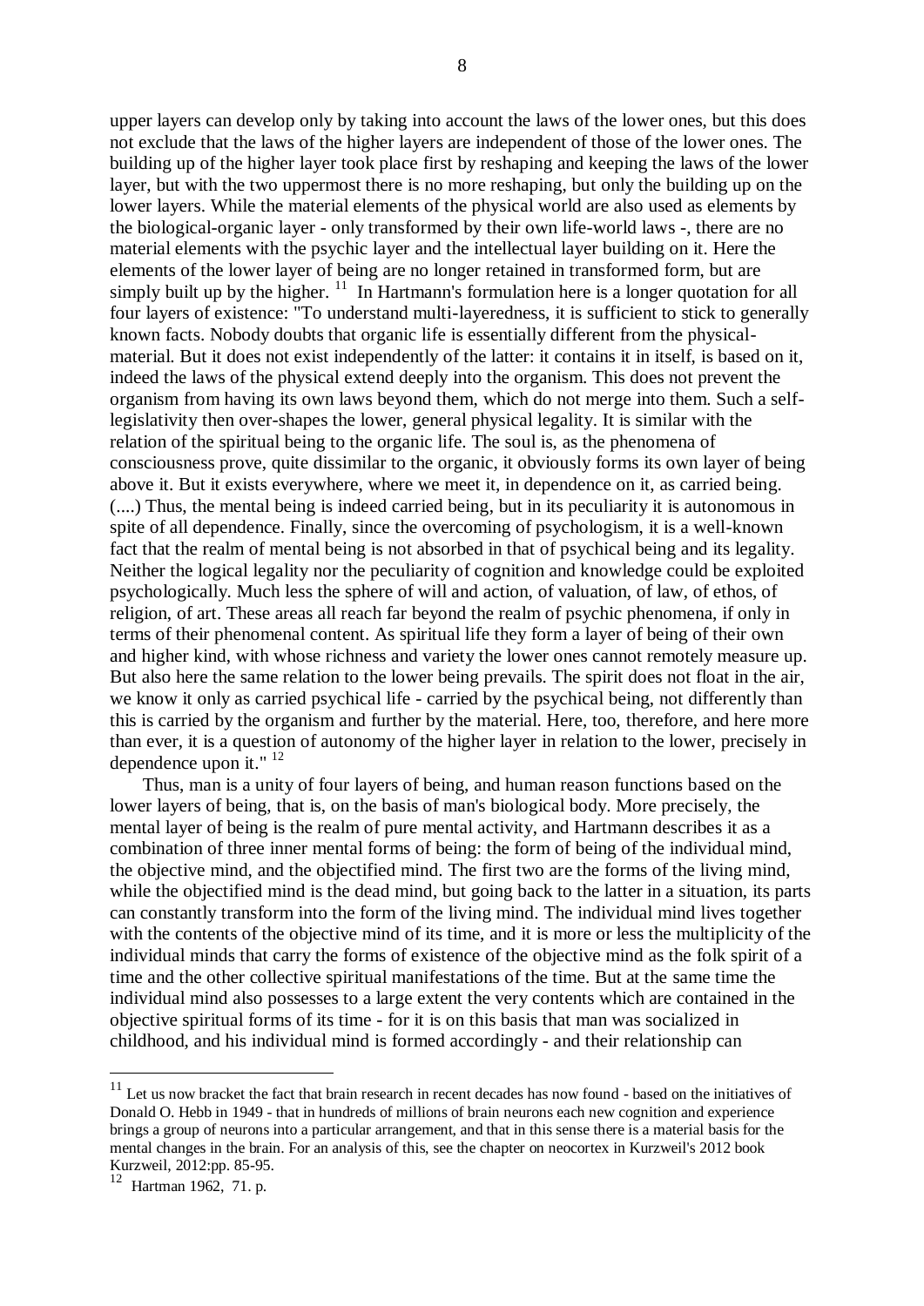upper layers can develop only by taking into account the laws of the lower ones, but this does not exclude that the laws of the higher layers are independent of those of the lower ones. The building up of the higher layer took place first by reshaping and keeping the laws of the lower layer, but with the two uppermost there is no more reshaping, but only the building up on the lower layers. While the material elements of the physical world are also used as elements by the biological-organic layer - only transformed by their own life-world laws -, there are no material elements with the psychic layer and the intellectual layer building on it. Here the elements of the lower layer of being are no longer retained in transformed form, but are simply built up by the higher. [11] In Hartmann's formulation here is a longer quotation for all four layers of existence: "To understand multi-layeredness, it is sufficient to stick to generally known facts. Nobody doubts that organic life is essentially different from the physical-material. But it does not exist independently of the latter: it contains it in itself, is based on it, indeed the laws of the physical extend deeply into the organism. This does not prevent the organism from having its own laws beyond them, which do not merge into them. Such a self-legislativity then over-shapes the lower, general physical legality. It is similar with the relation of the spiritual being to the organic life. The soul is, as the phenomena of consciousness prove, quite dissimilar to the organic, it obviously forms its own layer of being above it. But it exists everywhere, where we meet it, in dependence on it, as carried being. (....) Thus, the mental being is indeed carried being, but in its peculiarity it is autonomous in spite of all dependence. Finally, since the overcoming of psychologism, it is a well-known fact that the realm of mental being is not absorbed in that of psychical being and its legality. Neither the logical legality nor the peculiarity of cognition and knowledge could be exploited psychologically. Much less the sphere of will and action, of valuation, of law, of ethos, of religion, of art. These areas all reach far beyond the realm of psychic phenomena, if only in terms of their phenomenal content. As spiritual life they form a layer of being of their own and higher kind, with whose richness and variety the lower ones cannot remotely measure up. But also here the same relation to the lower being prevails. The spirit does not float in the air, we know it only as carried psychical life - carried by the psychical being, not differently than this is carried by the organism and further by the material. Here, too, therefore, and here more than ever, it is a question of autonomy of the higher layer in relation to the lower, precisely in dependence upon it." [12]

Thus, man is a unity of four layers of being, and human reason functions based on the lower layers of being, that is, on the basis of man's biological body. More precisely, the mental layer of being is the realm of pure mental activity, and Hartmann describes it as a combination of three inner mental forms of being: the form of being of the individual mind, the objective mind, and the objectified mind. The first two are the forms of the living mind, while the objectified mind is the dead mind, but going back to the latter in a situation, its parts can constantly transform into the form of the living mind. The individual mind lives together with the contents of the objective mind of its time, and it is more or less the multiplicity of the individual minds that carry the forms of existence of the objective mind as the folk spirit of a time and the other collective spiritual manifestations of the time. But at the same time the individual mind also possesses to a large extent the very contents which are contained in the objective spiritual forms of its time - for it is on this basis that man was socialized in childhood, and his individual mind is formed accordingly - and their relationship can

---

[11] Let us now bracket the fact that brain research in recent decades has now found - based on the initiatives of Donald O. Hebb in 1949 - that in hundreds of millions of brain neurons each new cognition and experience brings a group of neurons into a particular arrangement, and that in this sense there is a material basis for the mental changes in the brain. For an analysis of this, see the chapter on neocortex in Kurzweil's 2012 book Kurzweil, 2012:pp. 85-95.

[12] Hartman 1962, 71. p.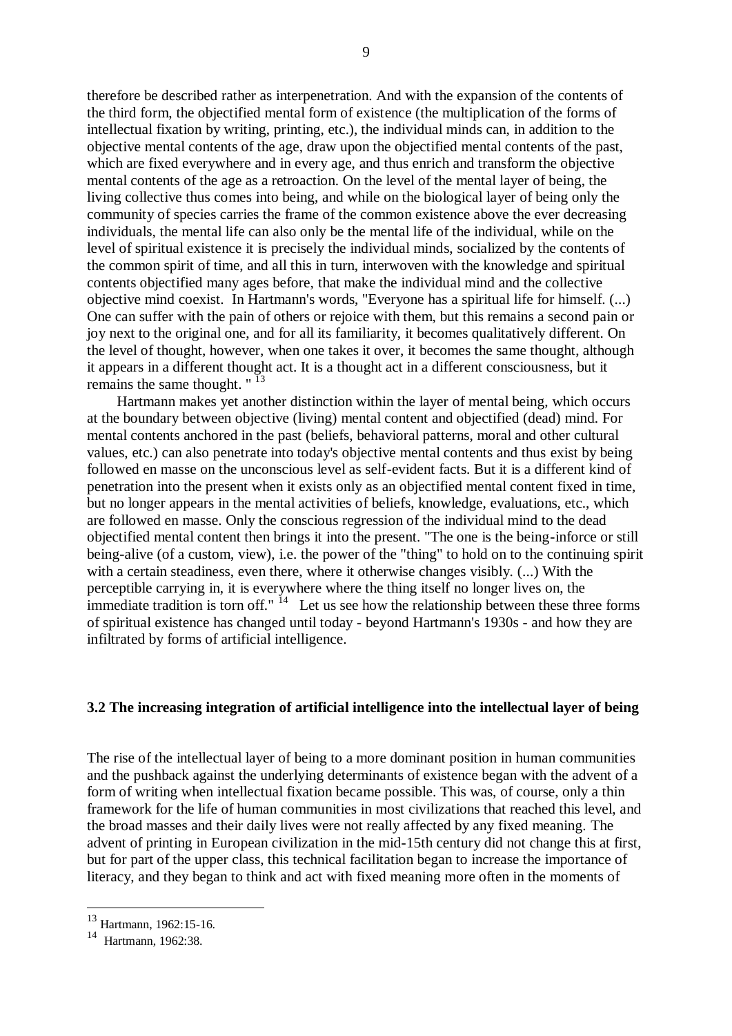therefore be described rather as interpenetration. And with the expansion of the contents of the third form, the objectified mental form of existence (the multiplication of the forms of intellectual fixation by writing, printing, etc.), the individual minds can, in addition to the objective mental contents of the age, draw upon the objectified mental contents of the past, which are fixed everywhere and in every age, and thus enrich and transform the objective mental contents of the age as a retroaction. On the level of the mental layer of being, the living collective thus comes into being, and while on the biological layer of being only the community of species carries the frame of the common existence above the ever decreasing individuals, the mental life can also only be the mental life of the individual, while on the level of spiritual existence it is precisely the individual minds, socialized by the contents of the common spirit of time, and all this in turn, interwoven with the knowledge and spiritual contents objectified many ages before, that make the individual mind and the collective objective mind coexist. In Hartmann's words, "Everyone has a spiritual life for himself. (...) One can suffer with the pain of others or rejoice with them, but this remains a second pain or joy next to the original one, and for all its familiarity, it becomes qualitatively different. On the level of thought, however, when one takes it over, it becomes the same thought, although it appears in a different thought act. It is a thought act in a different consciousness, but it remains the same thought. " [13]

Hartmann makes yet another distinction within the layer of mental being, which occurs at the boundary between objective (living) mental content and objectified (dead) mind. For mental contents anchored in the past (beliefs, behavioral patterns, moral and other cultural values, etc.) can also penetrate into today's objective mental contents and thus exist by being followed en masse on the unconscious level as self-evident facts. But it is a different kind of penetration into the present when it exists only as an objectified mental content fixed in time, but no longer appears in the mental activities of beliefs, knowledge, evaluations, etc., which are followed en masse. Only the conscious regression of the individual mind to the dead objectified mental content then brings it into the present. "The one is the being-inforce or still being-alive (of a custom, view), i.e. the power of the "thing" to hold on to the continuing spirit with a certain steadiness, even there, where it otherwise changes visibly. (...) With the perceptible carrying in, it is everywhere where the thing itself no longer lives on, the immediate tradition is torn off." [14] Let us see how the relationship between these three forms of spiritual existence has changed until today - beyond Hartmann's 1930s - and how they are infiltrated by forms of artificial intelligence.

### 3.2 The increasing integration of artificial intelligence into the intellectual layer of being

The rise of the intellectual layer of being to a more dominant position in human communities and the pushback against the underlying determinants of existence began with the advent of a form of writing when intellectual fixation became possible. This was, of course, only a thin framework for the life of human communities in most civilizations that reached this level, and the broad masses and their daily lives were not really affected by any fixed meaning. The advent of printing in European civilization in the mid-15th century did not change this at first, but for part of the upper class, this technical facilitation began to increase the importance of literacy, and they began to think and act with fixed meaning more often in the moments of

---

[13] Hartmann, 1962:15-16.

[14] Hartmann, 1962:38.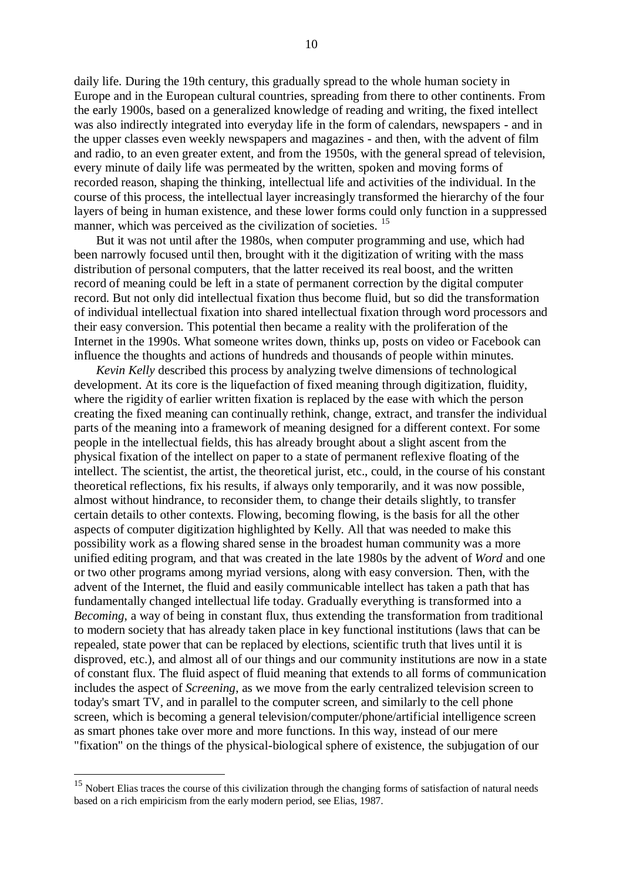daily life. During the 19th century, this gradually spread to the whole human society in Europe and in the European cultural countries, spreading from there to other continents. From the early 1900s, based on a generalized knowledge of reading and writing, the fixed intellect was also indirectly integrated into everyday life in the form of calendars, newspapers - and in the upper classes even weekly newspapers and magazines - and then, with the advent of film and radio, to an even greater extent, and from the 1950s, with the general spread of television, every minute of daily life was permeated by the written, spoken and moving forms of recorded reason, shaping the thinking, intellectual life and activities of the individual. In the course of this process, the intellectual layer increasingly transformed the hierarchy of the four layers of being in human existence, and these lower forms could only function in a suppressed manner, which was perceived as the civilization of societies. [15]

But it was not until after the 1980s, when computer programming and use, which had been narrowly focused until then, brought with it the digitization of writing with the mass distribution of personal computers, that the latter received its real boost, and the written record of meaning could be left in a state of permanent correction by the digital computer record. But not only did intellectual fixation thus become fluid, but so did the transformation of individual intellectual fixation into shared intellectual fixation through word processors and their easy conversion. This potential then became a reality with the proliferation of the Internet in the 1990s. What someone writes down, thinks up, posts on video or Facebook can influence the thoughts and actions of hundreds and thousands of people within minutes.

*Kevin Kelly* described this process by analyzing twelve dimensions of technological development. At its core is the liquefaction of fixed meaning through digitization, fluidity, where the rigidity of earlier written fixation is replaced by the ease with which the person creating the fixed meaning can continually rethink, change, extract, and transfer the individual parts of the meaning into a framework of meaning designed for a different context. For some people in the intellectual fields, this has already brought about a slight ascent from the physical fixation of the intellect on paper to a state of permanent reflexive floating of the intellect. The scientist, the artist, the theoretical jurist, etc., could, in the course of his constant theoretical reflections, fix his results, if always only temporarily, and it was now possible, almost without hindrance, to reconsider them, to change their details slightly, to transfer certain details to other contexts. Flowing, becoming flowing, is the basis for all the other aspects of computer digitization highlighted by Kelly. All that was needed to make this possibility work as a flowing shared sense in the broadest human community was a more unified editing program, and that was created in the late 1980s by the advent of *Word* and one or two other programs among myriad versions, along with easy conversion. Then, with the advent of the Internet, the fluid and easily communicable intellect has taken a path that has fundamentally changed intellectual life today. Gradually everything is transformed into a *Becoming*, a way of being in constant flux, thus extending the transformation from traditional to modern society that has already taken place in key functional institutions (laws that can be repealed, state power that can be replaced by elections, scientific truth that lives until it is disproved, etc.), and almost all of our things and our community institutions are now in a state of constant flux. The fluid aspect of fluid meaning that extends to all forms of communication includes the aspect of *Screening*, as we move from the early centralized television screen to today's smart TV, and in parallel to the computer screen, and similarly to the cell phone screen, which is becoming a general television/computer/phone/artificial intelligence screen as smart phones take over more and more functions. In this way, instead of our mere "fixation" on the things of the physical-biological sphere of existence, the subjugation of our

[15] Nobert Elias traces the course of this civilization through the changing forms of satisfaction of natural needs based on a rich empiricism from the early modern period, see Elias, 1987.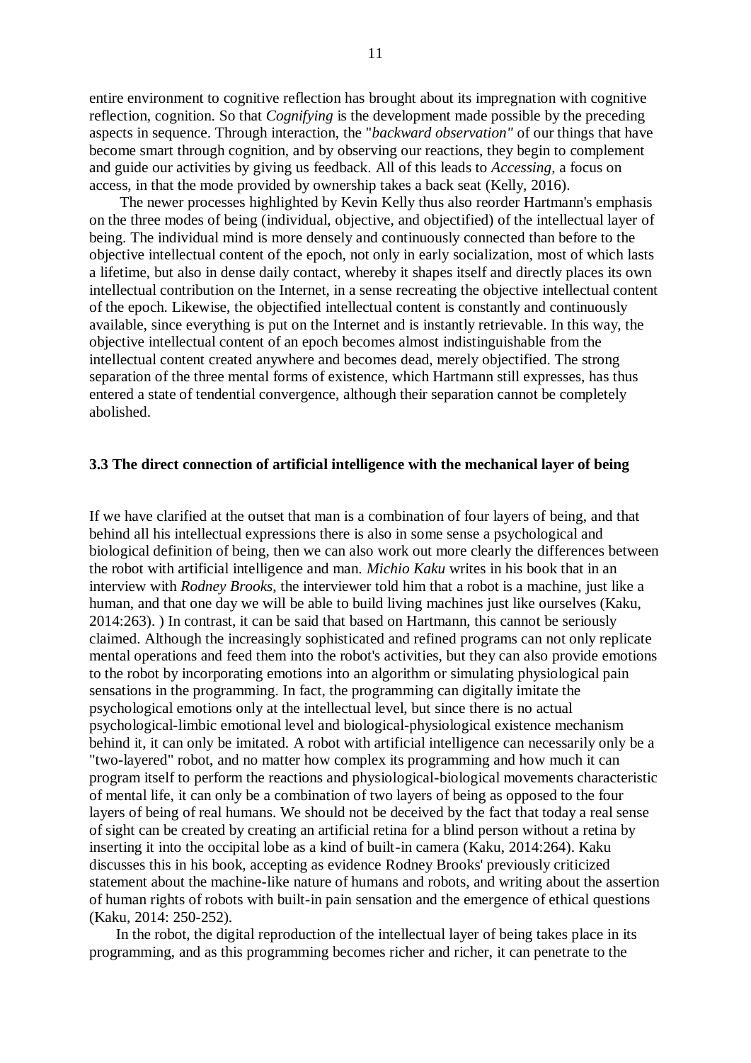entire environment to cognitive reflection has brought about its impregnation with cognitive reflection, cognition. So that *Cognifying* is the development made possible by the preceding aspects in sequence. Through interaction, the "*backward observation"* of our things that have become smart through cognition, and by observing our reactions, they begin to complement and guide our activities by giving us feedback. All of this leads to *Accessing*, a focus on access, in that the mode provided by ownership takes a back seat (Kelly, 2016).

The newer processes highlighted by Kevin Kelly thus also reorder Hartmann's emphasis on the three modes of being (individual, objective, and objectified) of the intellectual layer of being. The individual mind is more densely and continuously connected than before to the objective intellectual content of the epoch, not only in early socialization, most of which lasts a lifetime, but also in dense daily contact, whereby it shapes itself and directly places its own intellectual contribution on the Internet, in a sense recreating the objective intellectual content of the epoch. Likewise, the objectified intellectual content is constantly and continuously available, since everything is put on the Internet and is instantly retrievable. In this way, the objective intellectual content of an epoch becomes almost indistinguishable from the intellectual content created anywhere and becomes dead, merely objectified. The strong separation of the three mental forms of existence, which Hartmann still expresses, has thus entered a state of tendential convergence, although their separation cannot be completely abolished.

### 3.3 The direct connection of artificial intelligence with the mechanical layer of being

If we have clarified at the outset that man is a combination of four layers of being, and that behind all his intellectual expressions there is also in some sense a psychological and biological definition of being, then we can also work out more clearly the differences between the robot with artificial intelligence and man. *Michio Kaku* writes in his book that in an interview with *Rodney Brooks*, the interviewer told him that a robot is a machine, just like a human, and that one day we will be able to build living machines just like ourselves (Kaku, 2014:263). ) In contrast, it can be said that based on Hartmann, this cannot be seriously claimed. Although the increasingly sophisticated and refined programs can not only replicate mental operations and feed them into the robot's activities, but they can also provide emotions to the robot by incorporating emotions into an algorithm or simulating physiological pain sensations in the programming. In fact, the programming can digitally imitate the psychological emotions only at the intellectual level, but since there is no actual psychological-limbic emotional level and biological-physiological existence mechanism behind it, it can only be imitated. A robot with artificial intelligence can necessarily only be a "two-layered" robot, and no matter how complex its programming and how much it can program itself to perform the reactions and physiological-biological movements characteristic of mental life, it can only be a combination of two layers of being as opposed to the four layers of being of real humans. We should not be deceived by the fact that today a real sense of sight can be created by creating an artificial retina for a blind person without a retina by inserting it into the occipital lobe as a kind of built-in camera (Kaku, 2014:264). Kaku discusses this in his book, accepting as evidence Rodney Brooks' previously criticized statement about the machine-like nature of humans and robots, and writing about the assertion of human rights of robots with built-in pain sensation and the emergence of ethical questions (Kaku, 2014: 250-252).

In the robot, the digital reproduction of the intellectual layer of being takes place in its programming, and as this programming becomes richer and richer, it can penetrate to the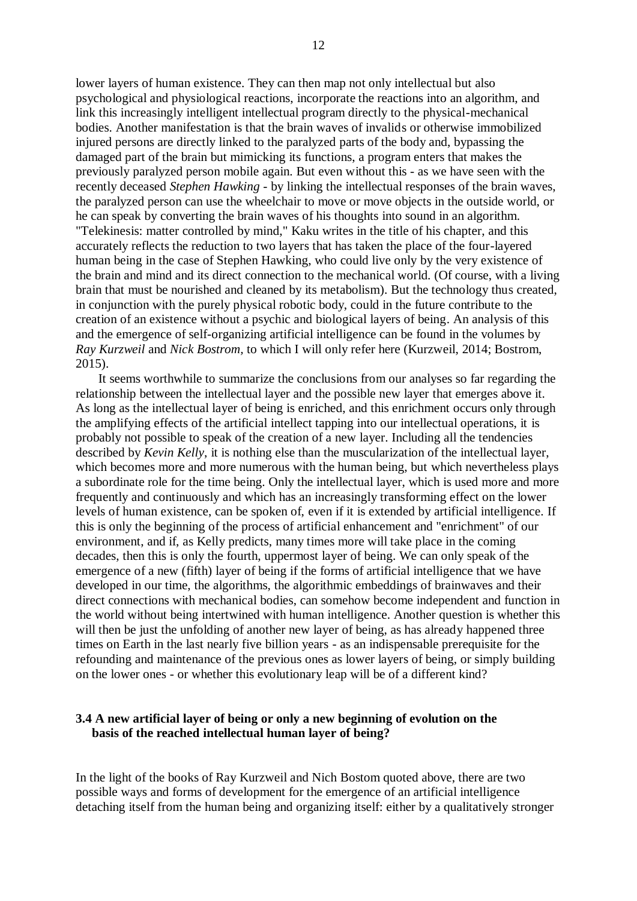lower layers of human existence. They can then map not only intellectual but also psychological and physiological reactions, incorporate the reactions into an algorithm, and link this increasingly intelligent intellectual program directly to the physical-mechanical bodies. Another manifestation is that the brain waves of invalids or otherwise immobilized injured persons are directly linked to the paralyzed parts of the body and, bypassing the damaged part of the brain but mimicking its functions, a program enters that makes the previously paralyzed person mobile again. But even without this - as we have seen with the recently deceased *Stephen Hawking* - by linking the intellectual responses of the brain waves, the paralyzed person can use the wheelchair to move or move objects in the outside world, or he can speak by converting the brain waves of his thoughts into sound in an algorithm. "Telekinesis: matter controlled by mind," Kaku writes in the title of his chapter, and this accurately reflects the reduction to two layers that has taken the place of the four-layered human being in the case of Stephen Hawking, who could live only by the very existence of the brain and mind and its direct connection to the mechanical world. (Of course, with a living brain that must be nourished and cleaned by its metabolism). But the technology thus created, in conjunction with the purely physical robotic body, could in the future contribute to the creation of an existence without a psychic and biological layers of being. An analysis of this and the emergence of self-organizing artificial intelligence can be found in the volumes by *Ray Kurzweil* and *Nick Bostrom*, to which I will only refer here (Kurzweil, 2014; Bostrom, 2015).

It seems worthwhile to summarize the conclusions from our analyses so far regarding the relationship between the intellectual layer and the possible new layer that emerges above it. As long as the intellectual layer of being is enriched, and this enrichment occurs only through the amplifying effects of the artificial intellect tapping into our intellectual operations, it is probably not possible to speak of the creation of a new layer. Including all the tendencies described by *Kevin Kelly*, it is nothing else than the muscularization of the intellectual layer, which becomes more and more numerous with the human being, but which nevertheless plays a subordinate role for the time being. Only the intellectual layer, which is used more and more frequently and continuously and which has an increasingly transforming effect on the lower levels of human existence, can be spoken of, even if it is extended by artificial intelligence. If this is only the beginning of the process of artificial enhancement and "enrichment" of our environment, and if, as Kelly predicts, many times more will take place in the coming decades, then this is only the fourth, uppermost layer of being. We can only speak of the emergence of a new (fifth) layer of being if the forms of artificial intelligence that we have developed in our time, the algorithms, the algorithmic embeddings of brainwaves and their direct connections with mechanical bodies, can somehow become independent and function in the world without being intertwined with human intelligence. Another question is whether this will then be just the unfolding of another new layer of being, as has already happened three times on Earth in the last nearly five billion years - as an indispensable prerequisite for the refounding and maintenance of the previous ones as lower layers of being, or simply building on the lower ones - or whether this evolutionary leap will be of a different kind?

### 3.4 A new artificial layer of being or only a new beginning of evolution on the basis of the reached intellectual human layer of being?

In the light of the books of Ray Kurzweil and Nich Bostom quoted above, there are two possible ways and forms of development for the emergence of an artificial intelligence detaching itself from the human being and organizing itself: either by a qualitatively stronger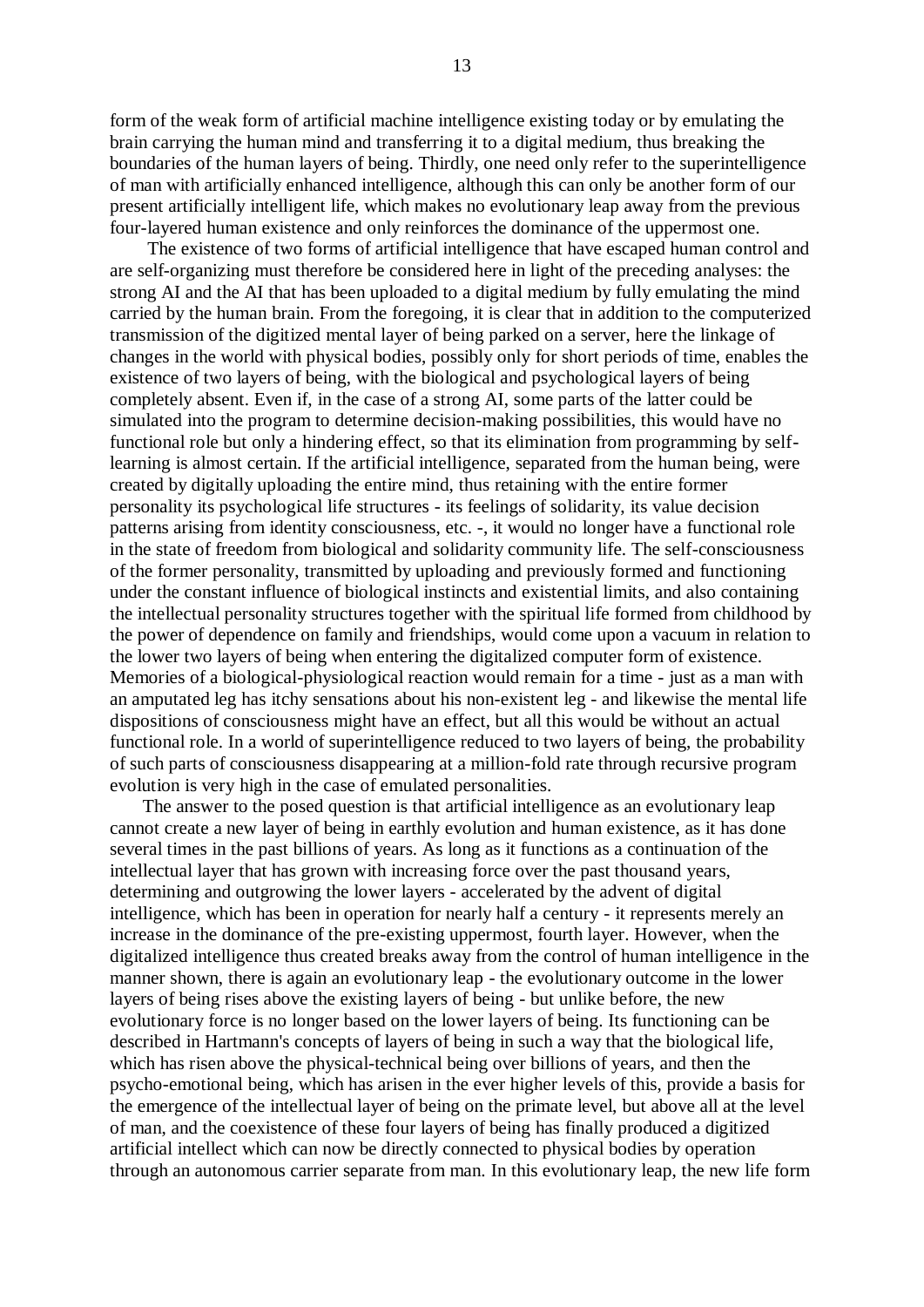form of the weak form of artificial machine intelligence existing today or by emulating the brain carrying the human mind and transferring it to a digital medium, thus breaking the boundaries of the human layers of being. Thirdly, one need only refer to the superintelligence of man with artificially enhanced intelligence, although this can only be another form of our present artificially intelligent life, which makes no evolutionary leap away from the previous four-layered human existence and only reinforces the dominance of the uppermost one.

The existence of two forms of artificial intelligence that have escaped human control and are self-organizing must therefore be considered here in light of the preceding analyses: the strong AI and the AI that has been uploaded to a digital medium by fully emulating the mind carried by the human brain. From the foregoing, it is clear that in addition to the computerized transmission of the digitized mental layer of being parked on a server, here the linkage of changes in the world with physical bodies, possibly only for short periods of time, enables the existence of two layers of being, with the biological and psychological layers of being completely absent. Even if, in the case of a strong AI, some parts of the latter could be simulated into the program to determine decision-making possibilities, this would have no functional role but only a hindering effect, so that its elimination from programming by self-learning is almost certain. If the artificial intelligence, separated from the human being, were created by digitally uploading the entire mind, thus retaining with the entire former personality its psychological life structures - its feelings of solidarity, its value decision patterns arising from identity consciousness, etc. -, it would no longer have a functional role in the state of freedom from biological and solidarity community life. The self-consciousness of the former personality, transmitted by uploading and previously formed and functioning under the constant influence of biological instincts and existential limits, and also containing the intellectual personality structures together with the spiritual life formed from childhood by the power of dependence on family and friendships, would come upon a vacuum in relation to the lower two layers of being when entering the digitalized computer form of existence. Memories of a biological-physiological reaction would remain for a time - just as a man with an amputated leg has itchy sensations about his non-existent leg - and likewise the mental life dispositions of consciousness might have an effect, but all this would be without an actual functional role. In a world of superintelligence reduced to two layers of being, the probability of such parts of consciousness disappearing at a million-fold rate through recursive program evolution is very high in the case of emulated personalities.

The answer to the posed question is that artificial intelligence as an evolutionary leap cannot create a new layer of being in earthly evolution and human existence, as it has done several times in the past billions of years. As long as it functions as a continuation of the intellectual layer that has grown with increasing force over the past thousand years, determining and outgrowing the lower layers - accelerated by the advent of digital intelligence, which has been in operation for nearly half a century - it represents merely an increase in the dominance of the pre-existing uppermost, fourth layer. However, when the digitalized intelligence thus created breaks away from the control of human intelligence in the manner shown, there is again an evolutionary leap - the evolutionary outcome in the lower layers of being rises above the existing layers of being - but unlike before, the new evolutionary force is no longer based on the lower layers of being. Its functioning can be described in Hartmann's concepts of layers of being in such a way that the biological life, which has risen above the physical-technical being over billions of years, and then the psycho-emotional being, which has arisen in the ever higher levels of this, provide a basis for the emergence of the intellectual layer of being on the primate level, but above all at the level of man, and the coexistence of these four layers of being has finally produced a digitized artificial intellect which can now be directly connected to physical bodies by operation through an autonomous carrier separate from man. In this evolutionary leap, the new life form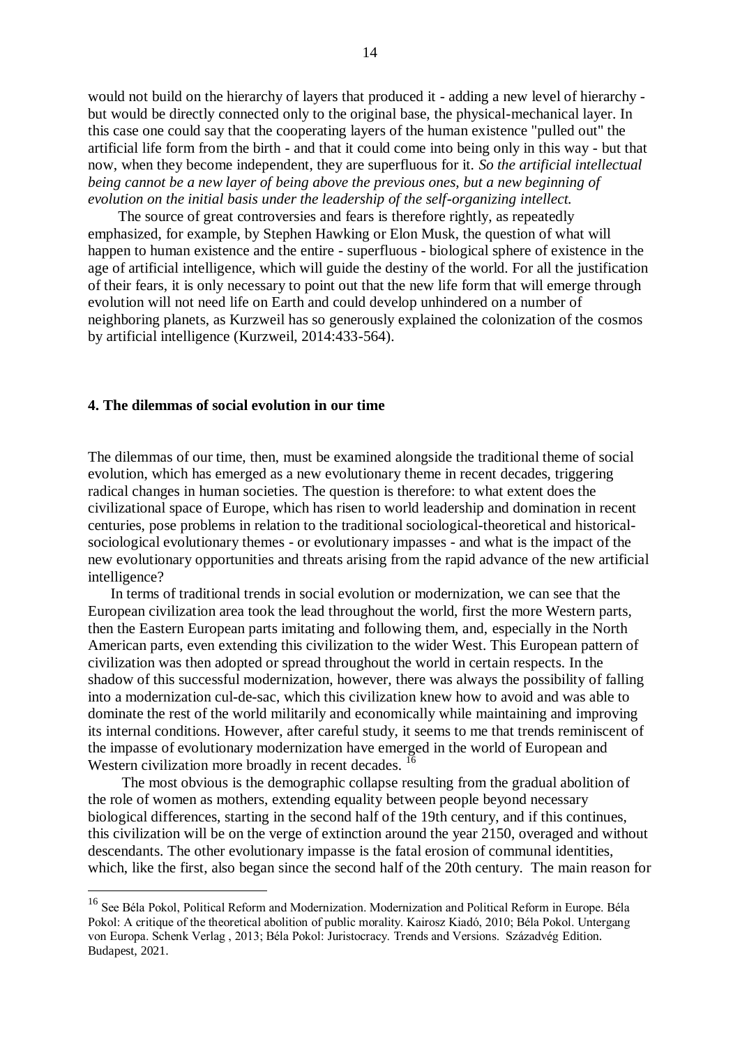would not build on the hierarchy of layers that produced it - adding a new level of hierarchy - but would be directly connected only to the original base, the physical-mechanical layer. In this case one could say that the cooperating layers of the human existence "pulled out" the artificial life form from the birth - and that it could come into being only in this way - but that now, when they become independent, they are superfluous for it. *So the artificial intellectual being cannot be a new layer of being above the previous ones, but a new beginning of evolution on the initial basis under the leadership of the self-organizing intellect.*

The source of great controversies and fears is therefore rightly, as repeatedly emphasized, for example, by Stephen Hawking or Elon Musk, the question of what will happen to human existence and the entire - superfluous - biological sphere of existence in the age of artificial intelligence, which will guide the destiny of the world. For all the justification of their fears, it is only necessary to point out that the new life form that will emerge through evolution will not need life on Earth and could develop unhindered on a number of neighboring planets, as Kurzweil has so generously explained the colonization of the cosmos by artificial intelligence (Kurzweil, 2014:433-564).

## 4. The dilemmas of social evolution in our time

The dilemmas of our time, then, must be examined alongside the traditional theme of social evolution, which has emerged as a new evolutionary theme in recent decades, triggering radical changes in human societies. The question is therefore: to what extent does the civilizational space of Europe, which has risen to world leadership and domination in recent centuries, pose problems in relation to the traditional sociological-theoretical and historical-sociological evolutionary themes - or evolutionary impasses - and what is the impact of the new evolutionary opportunities and threats arising from the rapid advance of the new artificial intelligence?

In terms of traditional trends in social evolution or modernization, we can see that the European civilization area took the lead throughout the world, first the more Western parts, then the Eastern European parts imitating and following them, and, especially in the North American parts, even extending this civilization to the wider West. This European pattern of civilization was then adopted or spread throughout the world in certain respects. In the shadow of this successful modernization, however, there was always the possibility of falling into a modernization cul-de-sac, which this civilization knew how to avoid and was able to dominate the rest of the world militarily and economically while maintaining and improving its internal conditions. However, after careful study, it seems to me that trends reminiscent of the impasse of evolutionary modernization have emerged in the world of European and Western civilization more broadly in recent decades. [16]

The most obvious is the demographic collapse resulting from the gradual abolition of the role of women as mothers, extending equality between people beyond necessary biological differences, starting in the second half of the 19th century, and if this continues, this civilization will be on the verge of extinction around the year 2150, overaged and without descendants. The other evolutionary impasse is the fatal erosion of communal identities, which, like the first, also began since the second half of the 20th century. The main reason for

---

[16] See Béla Pokol, Political Reform and Modernization. Modernization and Political Reform in Europe. Béla Pokol: A critique of the theoretical abolition of public morality. Kairosz Kiadó, 2010; Béla Pokol. Untergang von Europa. Schenk Verlag , 2013; Béla Pokol: Juristocracy. Trends and Versions. Századvég Edition. Budapest, 2021.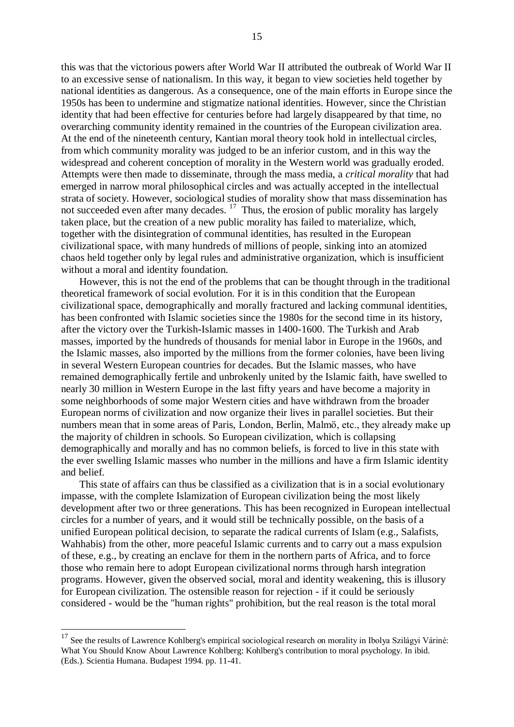this was that the victorious powers after World War II attributed the outbreak of World War II to an excessive sense of nationalism. In this way, it began to view societies held together by national identities as dangerous. As a consequence, one of the main efforts in Europe since the 1950s has been to undermine and stigmatize national identities. However, since the Christian identity that had been effective for centuries before had largely disappeared by that time, no overarching community identity remained in the countries of the European civilization area. At the end of the nineteenth century, Kantian moral theory took hold in intellectual circles, from which community morality was judged to be an inferior custom, and in this way the widespread and coherent conception of morality in the Western world was gradually eroded. Attempts were then made to disseminate, through the mass media, a *critical morality* that had emerged in narrow moral philosophical circles and was actually accepted in the intellectual strata of society. However, sociological studies of morality show that mass dissemination has not succeeded even after many decades. [17] Thus, the erosion of public morality has largely taken place, but the creation of a new public morality has failed to materialize, which, together with the disintegration of communal identities, has resulted in the European civilizational space, with many hundreds of millions of people, sinking into an atomized chaos held together only by legal rules and administrative organization, which is insufficient without a moral and identity foundation.

However, this is not the end of the problems that can be thought through in the traditional theoretical framework of social evolution. For it is in this condition that the European civilizational space, demographically and morally fractured and lacking communal identities, has been confronted with Islamic societies since the 1980s for the second time in its history, after the victory over the Turkish-Islamic masses in 1400-1600. The Turkish and Arab masses, imported by the hundreds of thousands for menial labor in Europe in the 1960s, and the Islamic masses, also imported by the millions from the former colonies, have been living in several Western European countries for decades. But the Islamic masses, who have remained demographically fertile and unbrokenly united by the Islamic faith, have swelled to nearly 30 million in Western Europe in the last fifty years and have become a majority in some neighborhoods of some major Western cities and have withdrawn from the broader European norms of civilization and now organize their lives in parallel societies. But their numbers mean that in some areas of Paris, London, Berlin, Malmö, etc., they already make up the majority of children in schools. So European civilization, which is collapsing demographically and morally and has no common beliefs, is forced to live in this state with the ever swelling Islamic masses who number in the millions and have a firm Islamic identity and belief.

This state of affairs can thus be classified as a civilization that is in a social evolutionary impasse, with the complete Islamization of European civilization being the most likely development after two or three generations. This has been recognized in European intellectual circles for a number of years, and it would still be technically possible, on the basis of a unified European political decision, to separate the radical currents of Islam (e.g., Salafists, Wahhabis) from the other, more peaceful Islamic currents and to carry out a mass expulsion of these, e.g., by creating an enclave for them in the northern parts of Africa, and to force those who remain here to adopt European civilizational norms through harsh integration programs. However, given the observed social, moral and identity weakening, this is illusory for European civilization. The ostensible reason for rejection - if it could be seriously considered - would be the "human rights" prohibition, but the real reason is the total moral

---

[17] See the results of Lawrence Kohlberg's empirical sociological research on morality in Ibolya Szilágyi Váriné: What You Should Know About Lawrence Kohlberg: Kohlberg's contribution to moral psychology. In ibid. (Eds.). Scientia Humana. Budapest 1994. pp. 11-41.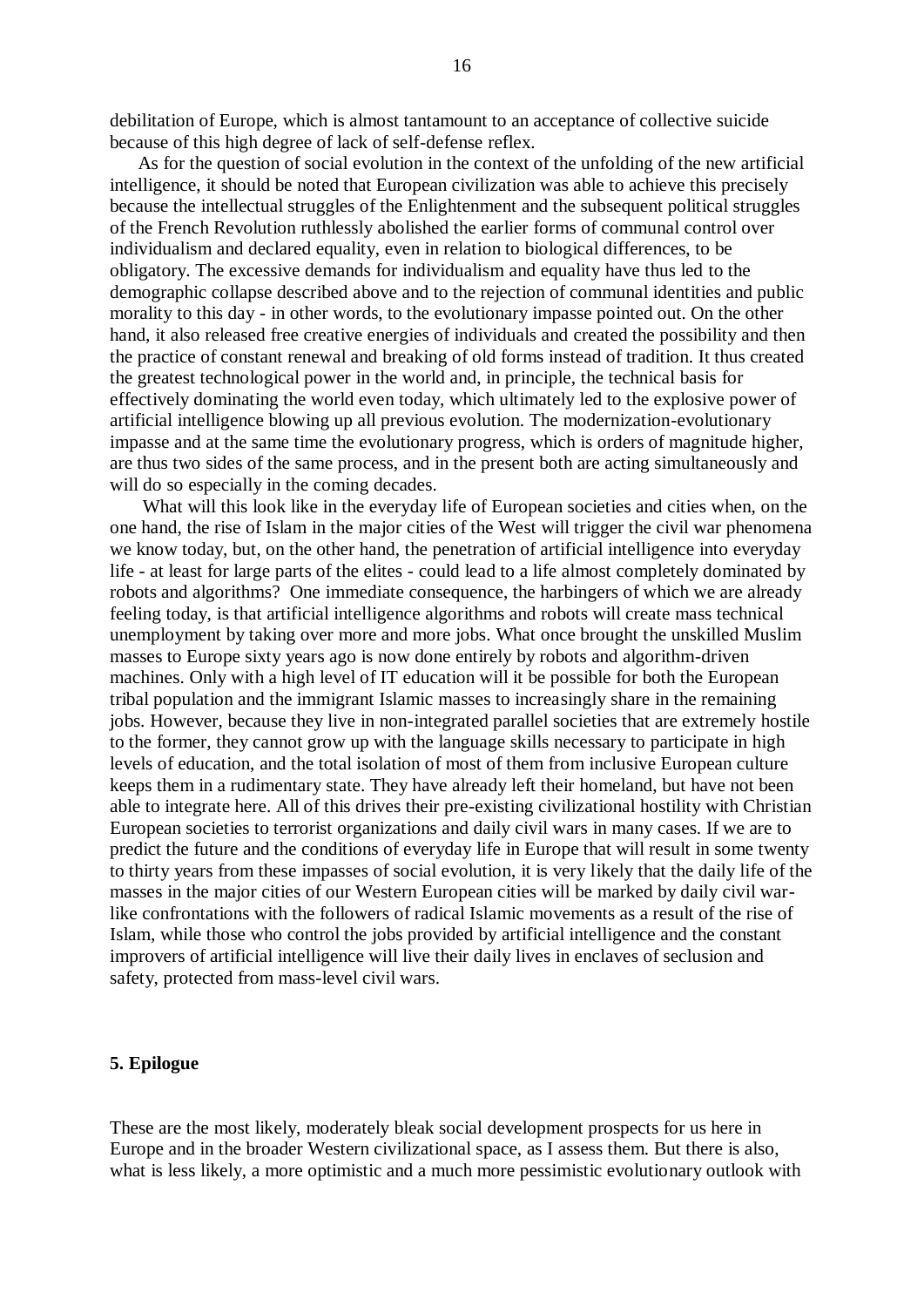debilitation of Europe, which is almost tantamount to an acceptance of collective suicide because of this high degree of lack of self-defense reflex.

As for the question of social evolution in the context of the unfolding of the new artificial intelligence, it should be noted that European civilization was able to achieve this precisely because the intellectual struggles of the Enlightenment and the subsequent political struggles of the French Revolution ruthlessly abolished the earlier forms of communal control over individualism and declared equality, even in relation to biological differences, to be obligatory. The excessive demands for individualism and equality have thus led to the demographic collapse described above and to the rejection of communal identities and public morality to this day - in other words, to the evolutionary impasse pointed out. On the other hand, it also released free creative energies of individuals and created the possibility and then the practice of constant renewal and breaking of old forms instead of tradition. It thus created the greatest technological power in the world and, in principle, the technical basis for effectively dominating the world even today, which ultimately led to the explosive power of artificial intelligence blowing up all previous evolution. The modernization-evolutionary impasse and at the same time the evolutionary progress, which is orders of magnitude higher, are thus two sides of the same process, and in the present both are acting simultaneously and will do so especially in the coming decades.

What will this look like in the everyday life of European societies and cities when, on the one hand, the rise of Islam in the major cities of the West will trigger the civil war phenomena we know today, but, on the other hand, the penetration of artificial intelligence into everyday life - at least for large parts of the elites - could lead to a life almost completely dominated by robots and algorithms? One immediate consequence, the harbingers of which we are already feeling today, is that artificial intelligence algorithms and robots will create mass technical unemployment by taking over more and more jobs. What once brought the unskilled Muslim masses to Europe sixty years ago is now done entirely by robots and algorithm-driven machines. Only with a high level of IT education will it be possible for both the European tribal population and the immigrant Islamic masses to increasingly share in the remaining jobs. However, because they live in non-integrated parallel societies that are extremely hostile to the former, they cannot grow up with the language skills necessary to participate in high levels of education, and the total isolation of most of them from inclusive European culture keeps them in a rudimentary state. They have already left their homeland, but have not been able to integrate here. All of this drives their pre-existing civilizational hostility with Christian European societies to terrorist organizations and daily civil wars in many cases. If we are to predict the future and the conditions of everyday life in Europe that will result in some twenty to thirty years from these impasses of social evolution, it is very likely that the daily life of the masses in the major cities of our Western European cities will be marked by daily civil war-like confrontations with the followers of radical Islamic movements as a result of the rise of Islam, while those who control the jobs provided by artificial intelligence and the constant improvers of artificial intelligence will live their daily lives in enclaves of seclusion and safety, protected from mass-level civil wars.

## 5. Epilogue

These are the most likely, moderately bleak social development prospects for us here in Europe and in the broader Western civilizational space, as I assess them. But there is also, what is less likely, a more optimistic and a much more pessimistic evolutionary outlook with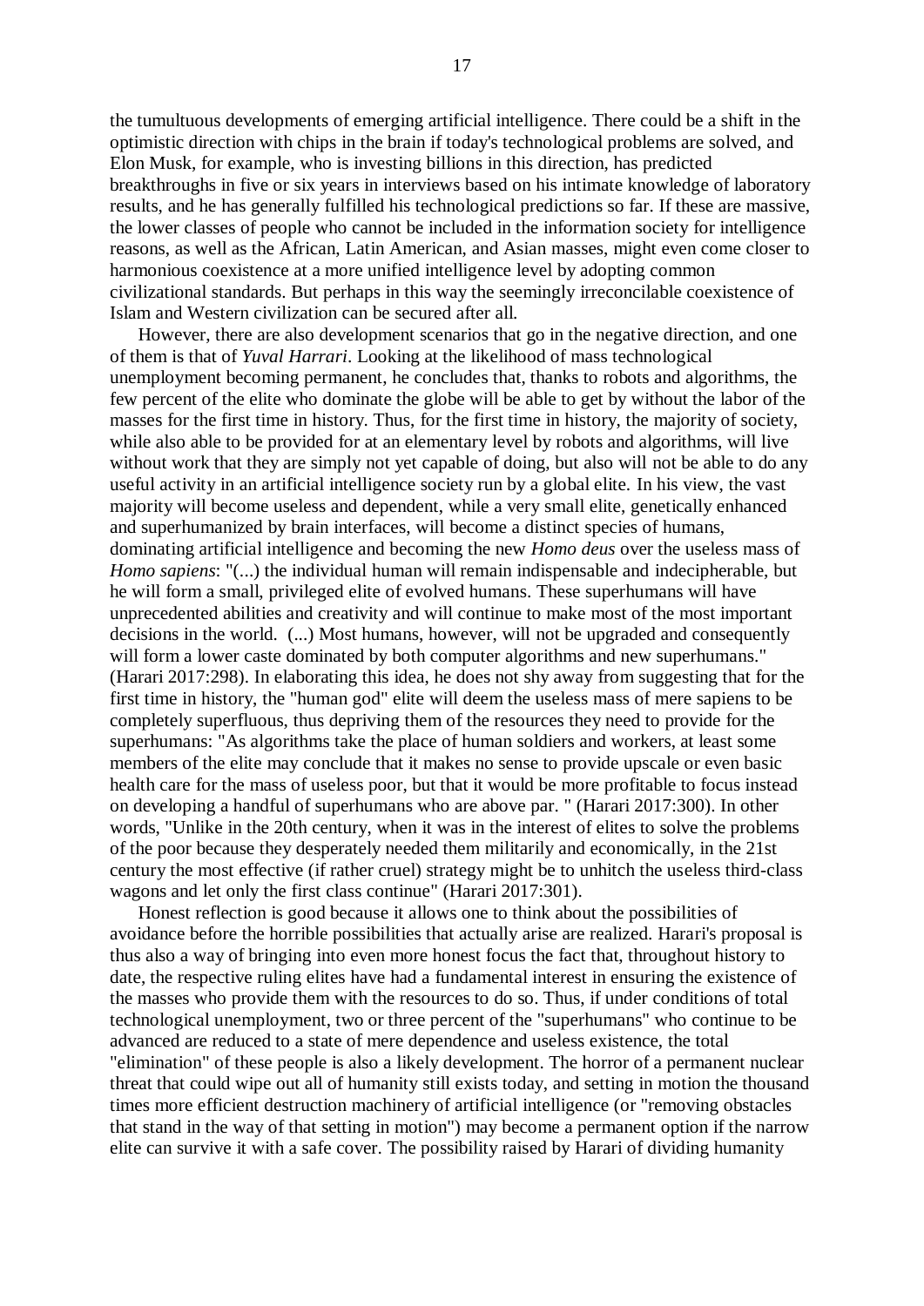the tumultuous developments of emerging artificial intelligence. There could be a shift in the optimistic direction with chips in the brain if today's technological problems are solved, and Elon Musk, for example, who is investing billions in this direction, has predicted breakthroughs in five or six years in interviews based on his intimate knowledge of laboratory results, and he has generally fulfilled his technological predictions so far. If these are massive, the lower classes of people who cannot be included in the information society for intelligence reasons, as well as the African, Latin American, and Asian masses, might even come closer to harmonious coexistence at a more unified intelligence level by adopting common civilizational standards. But perhaps in this way the seemingly irreconcilable coexistence of Islam and Western civilization can be secured after all.

However, there are also development scenarios that go in the negative direction, and one of them is that of *Yuval Harrari*. Looking at the likelihood of mass technological unemployment becoming permanent, he concludes that, thanks to robots and algorithms, the few percent of the elite who dominate the globe will be able to get by without the labor of the masses for the first time in history. Thus, for the first time in history, the majority of society, while also able to be provided for at an elementary level by robots and algorithms, will live without work that they are simply not yet capable of doing, but also will not be able to do any useful activity in an artificial intelligence society run by a global elite. In his view, the vast majority will become useless and dependent, while a very small elite, genetically enhanced and superhumanized by brain interfaces, will become a distinct species of humans, dominating artificial intelligence and becoming the new *Homo deus* over the useless mass of *Homo sapiens*: "(...) the individual human will remain indispensable and indecipherable, but he will form a small, privileged elite of evolved humans. These superhumans will have unprecedented abilities and creativity and will continue to make most of the most important decisions in the world. (...) Most humans, however, will not be upgraded and consequently will form a lower caste dominated by both computer algorithms and new superhumans." (Harari 2017:298). In elaborating this idea, he does not shy away from suggesting that for the first time in history, the "human god" elite will deem the useless mass of mere sapiens to be completely superfluous, thus depriving them of the resources they need to provide for the superhumans: "As algorithms take the place of human soldiers and workers, at least some members of the elite may conclude that it makes no sense to provide upscale or even basic health care for the mass of useless poor, but that it would be more profitable to focus instead on developing a handful of superhumans who are above par. " (Harari 2017:300). In other words, "Unlike in the 20th century, when it was in the interest of elites to solve the problems of the poor because they desperately needed them militarily and economically, in the 21st century the most effective (if rather cruel) strategy might be to unhitch the useless third-class wagons and let only the first class continue" (Harari 2017:301).

Honest reflection is good because it allows one to think about the possibilities of avoidance before the horrible possibilities that actually arise are realized. Harari's proposal is thus also a way of bringing into even more honest focus the fact that, throughout history to date, the respective ruling elites have had a fundamental interest in ensuring the existence of the masses who provide them with the resources to do so. Thus, if under conditions of total technological unemployment, two or three percent of the "superhumans" who continue to be advanced are reduced to a state of mere dependence and useless existence, the total "elimination" of these people is also a likely development. The horror of a permanent nuclear threat that could wipe out all of humanity still exists today, and setting in motion the thousand times more efficient destruction machinery of artificial intelligence (or "removing obstacles that stand in the way of that setting in motion") may become a permanent option if the narrow elite can survive it with a safe cover. The possibility raised by Harari of dividing humanity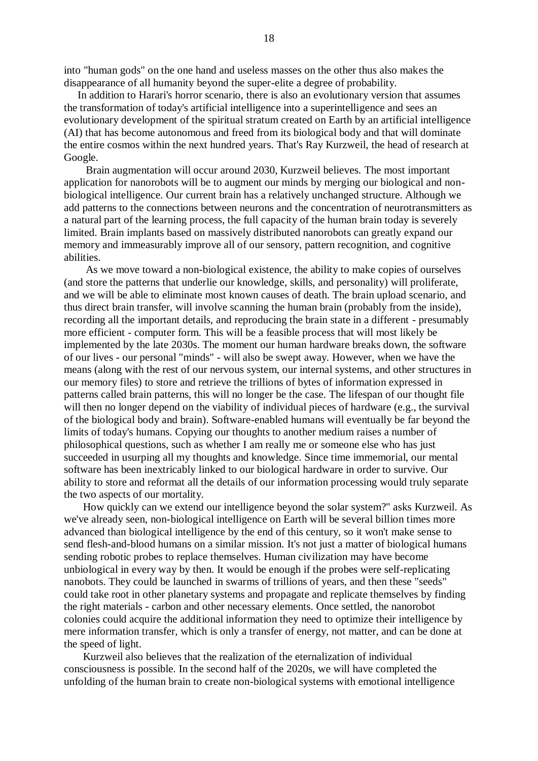into "human gods" on the one hand and useless masses on the other thus also makes the disappearance of all humanity beyond the super-elite a degree of probability.

In addition to Harari's horror scenario, there is also an evolutionary version that assumes the transformation of today's artificial intelligence into a superintelligence and sees an evolutionary development of the spiritual stratum created on Earth by an artificial intelligence (AI) that has become autonomous and freed from its biological body and that will dominate the entire cosmos within the next hundred years. That's Ray Kurzweil, the head of research at Google.

Brain augmentation will occur around 2030, Kurzweil believes. The most important application for nanorobots will be to augment our minds by merging our biological and non-biological intelligence. Our current brain has a relatively unchanged structure. Although we add patterns to the connections between neurons and the concentration of neurotransmitters as a natural part of the learning process, the full capacity of the human brain today is severely limited. Brain implants based on massively distributed nanorobots can greatly expand our memory and immeasurably improve all of our sensory, pattern recognition, and cognitive abilities.

As we move toward a non-biological existence, the ability to make copies of ourselves (and store the patterns that underlie our knowledge, skills, and personality) will proliferate, and we will be able to eliminate most known causes of death. The brain upload scenario, and thus direct brain transfer, will involve scanning the human brain (probably from the inside), recording all the important details, and reproducing the brain state in a different - presumably more efficient - computer form. This will be a feasible process that will most likely be implemented by the late 2030s. The moment our human hardware breaks down, the software of our lives - our personal "minds" - will also be swept away. However, when we have the means (along with the rest of our nervous system, our internal systems, and other structures in our memory files) to store and retrieve the trillions of bytes of information expressed in patterns called brain patterns, this will no longer be the case. The lifespan of our thought file will then no longer depend on the viability of individual pieces of hardware (e.g., the survival of the biological body and brain). Software-enabled humans will eventually be far beyond the limits of today's humans. Copying our thoughts to another medium raises a number of philosophical questions, such as whether I am really me or someone else who has just succeeded in usurping all my thoughts and knowledge. Since time immemorial, our mental software has been inextricably linked to our biological hardware in order to survive. Our ability to store and reformat all the details of our information processing would truly separate the two aspects of our mortality.

How quickly can we extend our intelligence beyond the solar system?" asks Kurzweil. As we've already seen, non-biological intelligence on Earth will be several billion times more advanced than biological intelligence by the end of this century, so it won't make sense to send flesh-and-blood humans on a similar mission. It's not just a matter of biological humans sending robotic probes to replace themselves. Human civilization may have become unbiological in every way by then. It would be enough if the probes were self-replicating nanobots. They could be launched in swarms of trillions of years, and then these "seeds" could take root in other planetary systems and propagate and replicate themselves by finding the right materials - carbon and other necessary elements. Once settled, the nanorobot colonies could acquire the additional information they need to optimize their intelligence by mere information transfer, which is only a transfer of energy, not matter, and can be done at the speed of light.

Kurzweil also believes that the realization of the eternalization of individual consciousness is possible. In the second half of the 2020s, we will have completed the unfolding of the human brain to create non-biological systems with emotional intelligence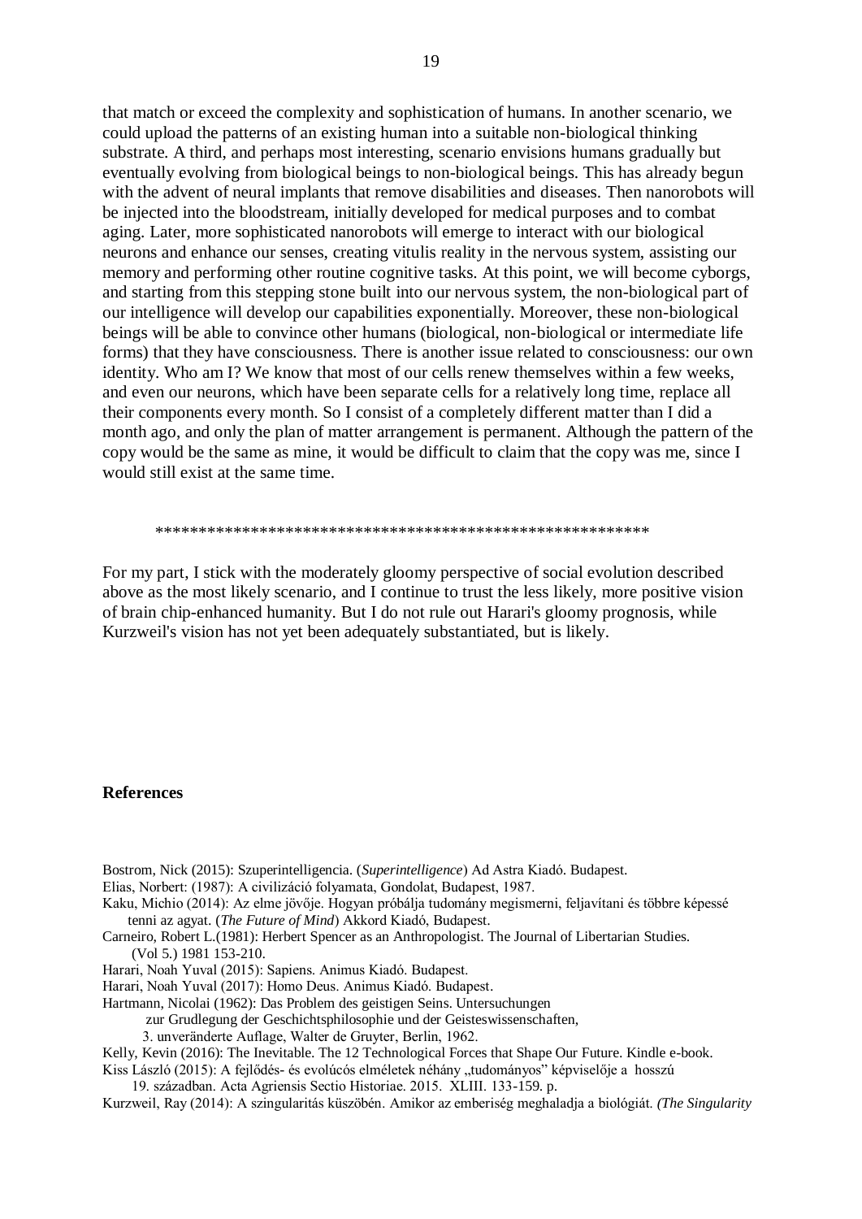that match or exceed the complexity and sophistication of humans. In another scenario, we could upload the patterns of an existing human into a suitable non-biological thinking substrate. A third, and perhaps most interesting, scenario envisions humans gradually but eventually evolving from biological beings to non-biological beings. This has already begun with the advent of neural implants that remove disabilities and diseases. Then nanorobots will be injected into the bloodstream, initially developed for medical purposes and to combat aging. Later, more sophisticated nanorobots will emerge to interact with our biological neurons and enhance our senses, creating vitulis reality in the nervous system, assisting our memory and performing other routine cognitive tasks. At this point, we will become cyborgs, and starting from this stepping stone built into our nervous system, the non-biological part of our intelligence will develop our capabilities exponentially. Moreover, these non-biological beings will be able to convince other humans (biological, non-biological or intermediate life forms) that they have consciousness. There is another issue related to consciousness: our own identity. Who am I? We know that most of our cells renew themselves within a few weeks, and even our neurons, which have been separate cells for a relatively long time, replace all their components every month. So I consist of a completely different matter than I did a month ago, and only the plan of matter arrangement is permanent. Although the pattern of the copy would be the same as mine, it would be difficult to claim that the copy was me, since I would still exist at the same time.

**********************************************************

For my part, I stick with the moderately gloomy perspective of social evolution described above as the most likely scenario, and I continue to trust the less likely, more positive vision of brain chip-enhanced humanity. But I do not rule out Harari's gloomy prognosis, while Kurzweil's vision has not yet been adequately substantiated, but is likely.

## References

Bostrom, Nick (2015): Szuperintelligencia. (*Superintelligence*) Ad Astra Kiadó. Budapest.

Elias, Norbert: (1987): A civilizáció folyamata, Gondolat, Budapest, 1987.

Kaku, Michio (2014): Az elme jövője. Hogyan próbálja tudomány megismerni, feljavítani és többre képessé tenni az agyat. (*The Future of Mind*) Akkord Kiadó, Budapest.

Carneiro, Robert L.(1981): Herbert Spencer as an Anthropologist. The Journal of Libertarian Studies. (Vol 5.) 1981 153-210.

Harari, Noah Yuval (2015): Sapiens. Animus Kiadó. Budapest.

Harari, Noah Yuval (2017): Homo Deus. Animus Kiadó. Budapest.

Hartmann, Nicolai (1962): Das Problem des geistigen Seins. Untersuchungen zur Grudlegung der Geschichtsphilosophie und der Geisteswissenschaften, 3. unveränderte Auflage, Walter de Gruyter, Berlin, 1962.

Kelly, Kevin (2016): The Inevitable. The 12 Technological Forces that Shape Our Future. Kindle e-book.

Kiss László (2015): A fejlődés- és evolúcós elméletek néhány „tudományos" képviselője a hosszú 19. században. Acta Agriensis Sectio Historiae. 2015. XLIII. 133-159. p.

Kurzweil, Ray (2014): A szingularitás küszöbén. Amikor az emberiség meghaladja a biológiát. *(The Singularity*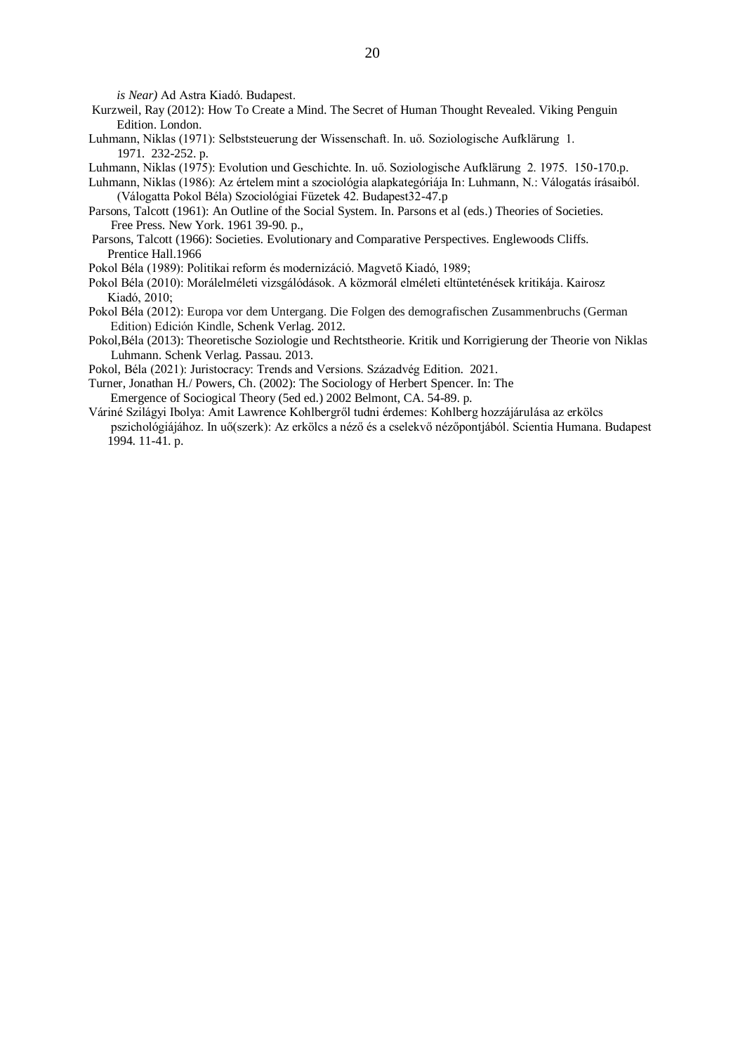*is Near)* Ad Astra Kiadó. Budapest.

Kurzweil, Ray (2012): How To Create a Mind. The Secret of Human Thought Revealed. Viking Penguin Edition. London.

Luhmann, Niklas (1971): Selbststeuerung der Wissenschaft. In. uő. Soziologische Aufklärung 1. 1971. 232-252. p.

Luhmann, Niklas (1975): Evolution und Geschichte. In. uő. Soziologische Aufklärung 2. 1975. 150-170.p.

Luhmann, Niklas (1986): Az értelem mint a szociológia alapkategóriája In: Luhmann, N.: Válogatás írásaiból. (Válogatta Pokol Béla) Szociológiai Füzetek 42. Budapest32-47.p

Parsons, Talcott (1961): An Outline of the Social System. In. Parsons et al (eds.) Theories of Societies. Free Press. New York. 1961 39-90. p.,

Parsons, Talcott (1966): Societies. Evolutionary and Comparative Perspectives. Englewoods Cliffs. Prentice Hall.1966

Pokol Béla (1989): Politikai reform és modernizáció. Magvető Kiadó, 1989;

Pokol Béla (2010): Morálelméleti vizsgálódások. A közmorál elméleti eltüntetésének kritikája. Kairosz Kiadó, 2010;

Pokol Béla (2012): Europa vor dem Untergang. Die Folgen des demografischen Zusammenbruchs (German Edition) Edición Kindle, Schenk Verlag. 2012.

Pokol,Béla (2013): Theoretische Soziologie und Rechtstheorie. Kritik und Korrigierung der Theorie von Niklas Luhmann. Schenk Verlag. Passau. 2013.

Pokol, Béla (2021): Juristocracy: Trends and Versions. Századvég Edition. 2021.

Turner, Jonathan H./ Powers, Ch. (2002): The Sociology of Herbert Spencer. In: The Emergence of Sociogical Theory (5ed ed.) 2002 Belmont, CA. 54-89. p.

Váriné Szilágyi Ibolya: Amit Lawrence Kohlbergről tudni érdemes: Kohlberg hozzájárulása az erkölcs pszichológiájához. In uő(szerk): Az erkölcs a néző és a cselekvő nézőpontjából. Scientia Humana. Budapest 1994. 11-41. p.